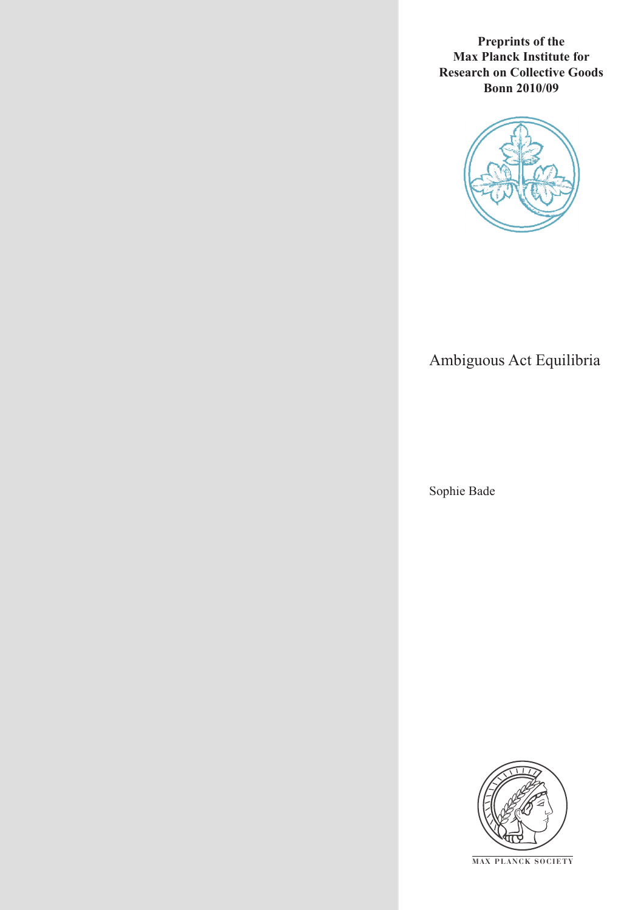**Preprints of the Max Planck Institute for Research on Collective Goods Bonn 2010/09**

# Ambiguous Act Equilibria

Sophie Bade

MAX PLANCK SOCIETY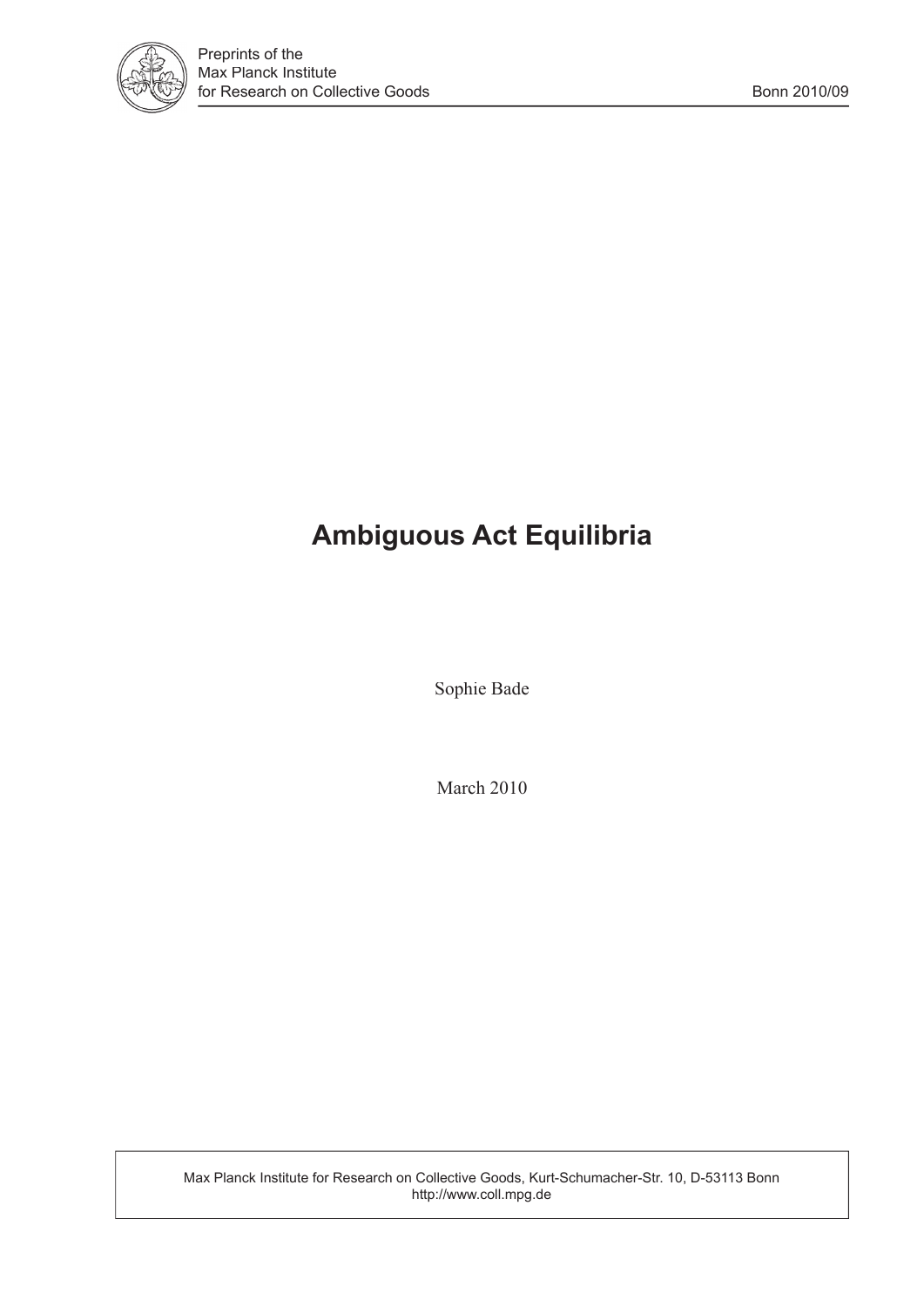# Ambiguous Act Equilibria

Sophie Bade

March 2010

Max Planck Institute for Research on Collective Goods, Kurt-Schumacher-Str. 10, D-53113 Bonn
http://www.coll.mpg.de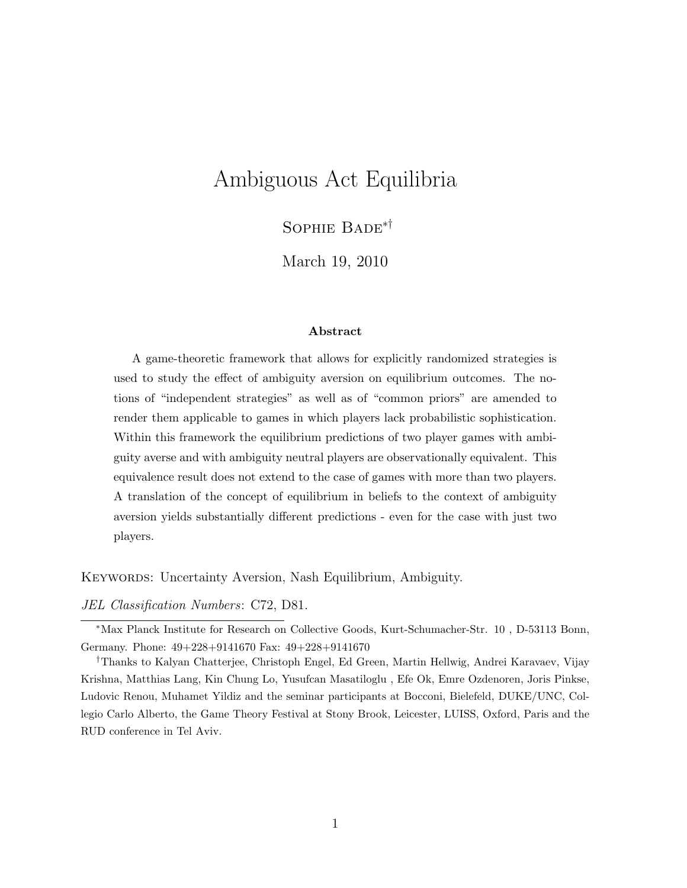# Ambiguous Act Equilibria

Sophie Bade[*†]

March 19, 2010

### Abstract

A game-theoretic framework that allows for explicitly randomized strategies is used to study the effect of ambiguity aversion on equilibrium outcomes. The notions of "independent strategies" as well as of "common priors" are amended to render them applicable to games in which players lack probabilistic sophistication. Within this framework the equilibrium predictions of two player games with ambiguity averse and with ambiguity neutral players are observationally equivalent. This equivalence result does not extend to the case of games with more than two players. A translation of the concept of equilibrium in beliefs to the context of ambiguity aversion yields substantially different predictions - even for the case with just two players.

Keywords: Uncertainty Aversion, Nash Equilibrium, Ambiguity.

*JEL Classification Numbers*: C72, D81.

---

[*]Max Planck Institute for Research on Collective Goods, Kurt-Schumacher-Str. 10 , D-53113 Bonn, Germany. Phone: 49+228+9141670 Fax: 49+228+9141670

[†]Thanks to Kalyan Chatterjee, Christoph Engel, Ed Green, Martin Hellwig, Andrei Karavaev, Vijay Krishna, Matthias Lang, Kin Chung Lo, Yusufcan Masatiloglu , Efe Ok, Emre Ozdenoren, Joris Pinkse, Ludovic Renou, Muhamet Yildiz and the seminar participants at Bocconi, Bielefeld, DUKE/UNC, Collegio Carlo Alberto, the Game Theory Festival at Stony Brook, Leicester, LUISS, Oxford, Paris and the RUD conference in Tel Aviv.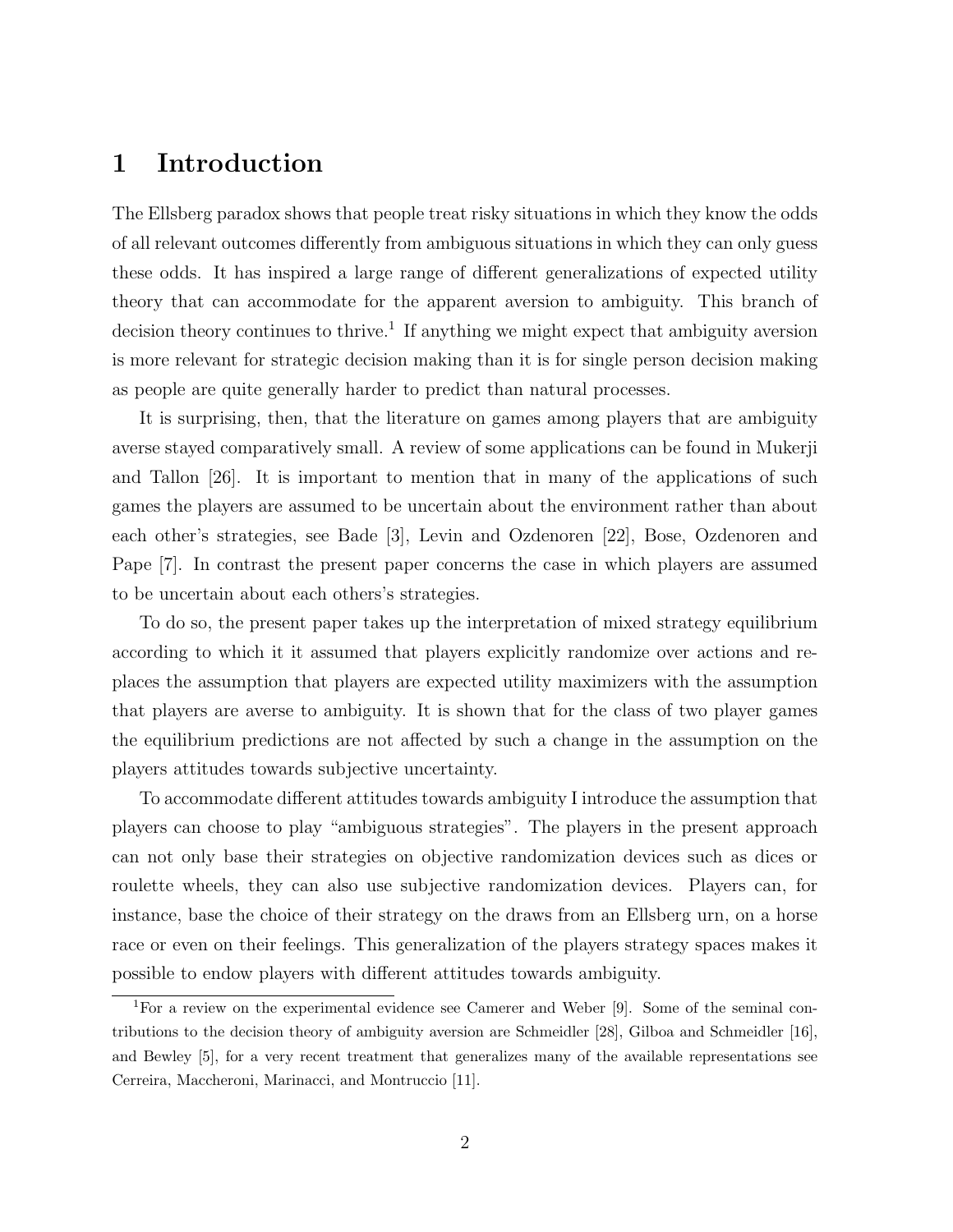# 1 Introduction

The Ellsberg paradox shows that people treat risky situations in which they know the odds of all relevant outcomes differently from ambiguous situations in which they can only guess these odds. It has inspired a large range of different generalizations of expected utility theory that can accommodate for the apparent aversion to ambiguity. This branch of decision theory continues to thrive.[1] If anything we might expect that ambiguity aversion is more relevant for strategic decision making than it is for single person decision making as people are quite generally harder to predict than natural processes.

It is surprising, then, that the literature on games among players that are ambiguity averse stayed comparatively small. A review of some applications can be found in Mukerji and Tallon [26]. It is important to mention that in many of the applications of such games the players are assumed to be uncertain about the environment rather than about each other's strategies, see Bade [3], Levin and Ozdenoren [22], Bose, Ozdenoren and Pape [7]. In contrast the present paper concerns the case in which players are assumed to be uncertain about each others's strategies.

To do so, the present paper takes up the interpretation of mixed strategy equilibrium according to which it it assumed that players explicitly randomize over actions and replaces the assumption that players are expected utility maximizers with the assumption that players are averse to ambiguity. It is shown that for the class of two player games the equilibrium predictions are not affected by such a change in the assumption on the players attitudes towards subjective uncertainty.

To accommodate different attitudes towards ambiguity I introduce the assumption that players can choose to play "ambiguous strategies". The players in the present approach can not only base their strategies on objective randomization devices such as dices or roulette wheels, they can also use subjective randomization devices. Players can, for instance, base the choice of their strategy on the draws from an Ellsberg urn, on a horse race or even on their feelings. This generalization of the players strategy spaces makes it possible to endow players with different attitudes towards ambiguity.

[1] For a review on the experimental evidence see Camerer and Weber [9]. Some of the seminal contributions to the decision theory of ambiguity aversion are Schmeidler [28], Gilboa and Schmeidler [16], and Bewley [5], for a very recent treatment that generalizes many of the available representations see Cerreira, Maccheroni, Marinacci, and Montruccio [11].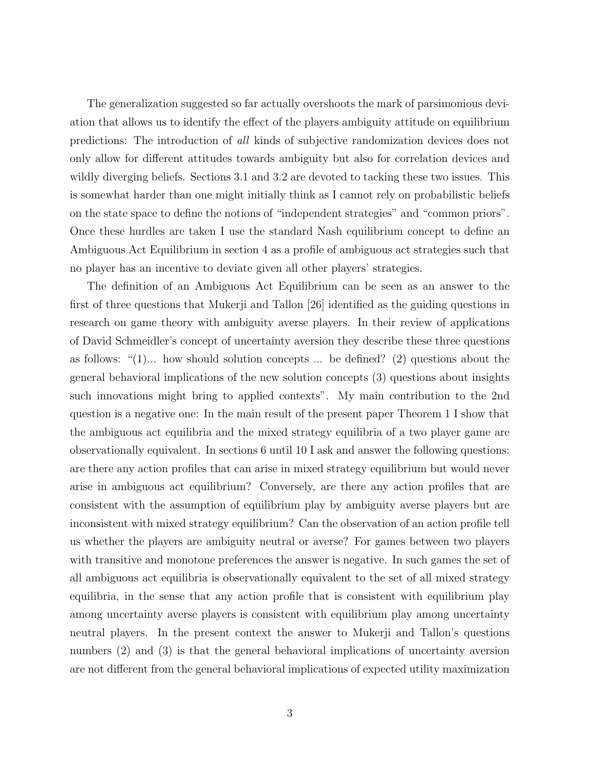The generalization suggested so far actually overshoots the mark of parsimonious deviation that allows us to identify the effect of the players ambiguity attitude on equilibrium predictions: The introduction of *all* kinds of subjective randomization devices does not only allow for different attitudes towards ambiguity but also for correlation devices and wildly diverging beliefs. Sections 3.1 and 3.2 are devoted to tacking these two issues. This is somewhat harder than one might initially think as I cannot rely on probabilistic beliefs on the state space to define the notions of "independent strategies" and "common priors". Once these hurdles are taken I use the standard Nash equilibrium concept to define an Ambiguous Act Equilibrium in section 4 as a profile of ambiguous act strategies such that no player has an incentive to deviate given all other players' strategies.

The definition of an Ambiguous Act Equilibrium can be seen as an answer to the first of three questions that Mukerji and Tallon [26] identified as the guiding questions in research on game theory with ambiguity averse players. In their review of applications of David Schmeidler's concept of uncertainty aversion they describe these three questions as follows: "(1)... how should solution concepts ... be defined? (2) questions about the general behavioral implications of the new solution concepts (3) questions about insights such innovations might bring to applied contexts". My main contribution to the 2nd question is a negative one: In the main result of the present paper Theorem 1 I show that the ambiguous act equilibria and the mixed strategy equilibria of a two player game are observationally equivalent. In sections 6 until 10 I ask and answer the following questions: are there any action profiles that can arise in mixed strategy equilibrium but would never arise in ambiguous act equilibrium? Conversely, are there any action profiles that are consistent with the assumption of equilibrium play by ambiguity averse players but are inconsistent with mixed strategy equilibrium? Can the observation of an action profile tell us whether the players are ambiguity neutral or averse? For games between two players with transitive and monotone preferences the answer is negative. In such games the set of all ambiguous act equilibria is observationally equivalent to the set of all mixed strategy equilibria, in the sense that any action profile that is consistent with equilibrium play among uncertainty averse players is consistent with equilibrium play among uncertainty neutral players. In the present context the answer to Mukerji and Tallon's questions numbers (2) and (3) is that the general behavioral implications of uncertainty aversion are not different from the general behavioral implications of expected utility maximization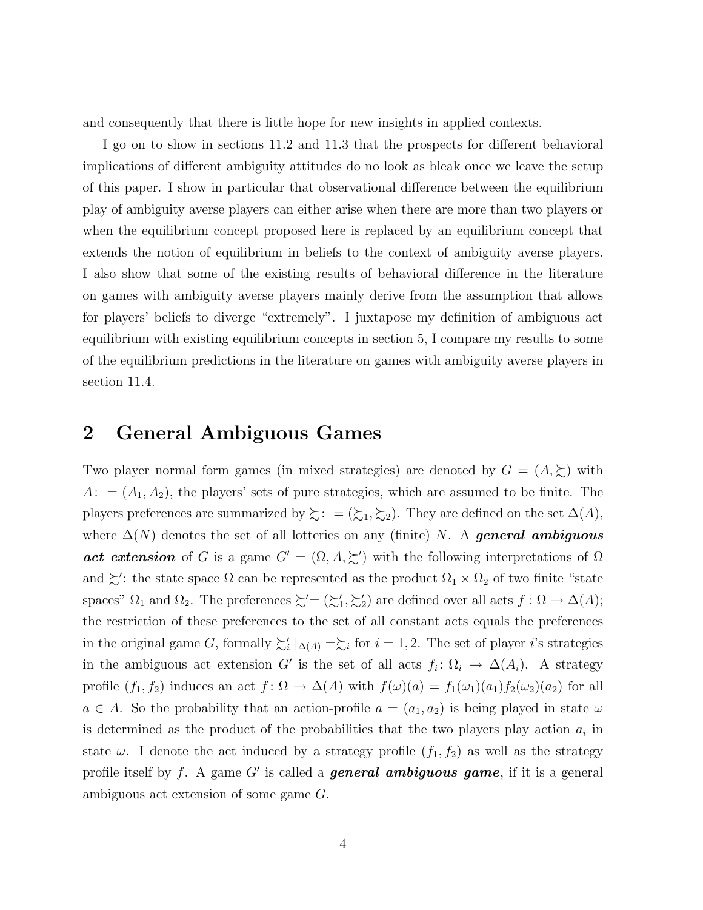and consequently that there is little hope for new insights in applied contexts.

I go on to show in sections 11.2 and 11.3 that the prospects for different behavioral implications of different ambiguity attitudes do no look as bleak once we leave the setup of this paper. I show in particular that observational difference between the equilibrium play of ambiguity averse players can either arise when there are more than two players or when the equilibrium concept proposed here is replaced by an equilibrium concept that extends the notion of equilibrium in beliefs to the context of ambiguity averse players. I also show that some of the existing results of behavioral difference in the literature on games with ambiguity averse players mainly derive from the assumption that allows for players' beliefs to diverge "extremely". I juxtapose my definition of ambiguous act equilibrium with existing equilibrium concepts in section 5, I compare my results to some of the equilibrium predictions in the literature on games with ambiguity averse players in section 11.4.

## 2 General Ambiguous Games

Two player normal form games (in mixed strategies) are denoted by $G = (A, \succsim)$ with $A\colon = (A_1, A_2)$, the players' sets of pure strategies, which are assumed to be finite. The players preferences are summarized by $\succsim\colon = (\succsim_1, \succsim_2)$. They are defined on the set $\Delta(A)$, where $\Delta(N)$ denotes the set of all lotteries on any (finite) $N$. A ***general ambiguous act extension*** of $G$ is a game $G' = (\Omega, A, \succsim')$ with the following interpretations of $\Omega$ and $\succsim'$: the state space $\Omega$ can be represented as the product $\Omega_1 \times \Omega_2$ of two finite "state spaces" $\Omega_1$ and $\Omega_2$. The preferences $\succsim' = (\succsim'_1, \succsim'_2)$ are defined over all acts $f : \Omega \to \Delta(A)$; the restriction of these preferences to the set of all constant acts equals the preferences in the original game $G$, formally $\succsim'_i |_{\Delta(A)} = \succsim_i$ for $i = 1, 2$. The set of player $i$'s strategies in the ambiguous act extension $G'$ is the set of all acts $f_i\colon \Omega_i \to \Delta(A_i)$. A strategy profile $(f_1, f_2)$ induces an act $f\colon \Omega \to \Delta(A)$ with $f(\omega)(a) = f_1(\omega_1)(a_1)f_2(\omega_2)(a_2)$ for all $a \in A$. So the probability that an action-profile $a = (a_1, a_2)$ is being played in state $\omega$ is determined as the product of the probabilities that the two players play action $a_i$ in state $\omega$. I denote the act induced by a strategy profile $(f_1, f_2)$ as well as the strategy profile itself by $f$. A game $G'$ is called a ***general ambiguous game***, if it is a general ambiguous act extension of some game $G$.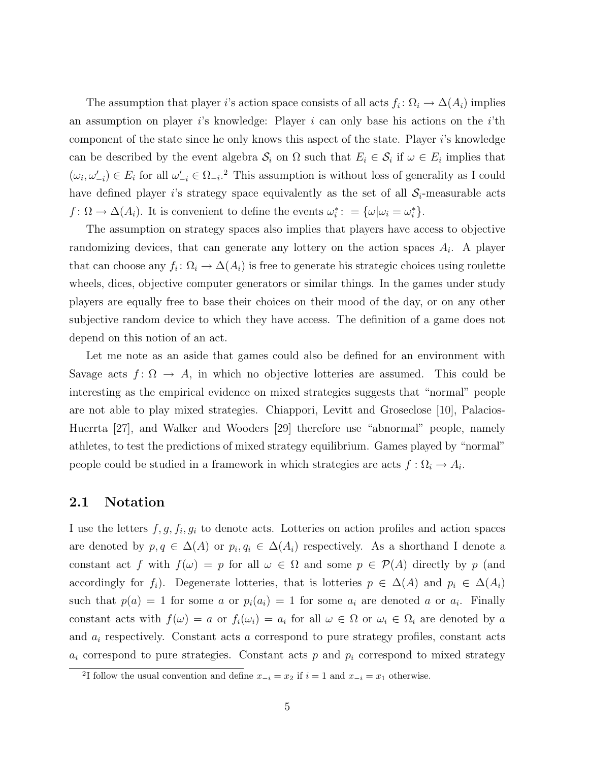The assumption that player $i$'s action space consists of all acts $f_i \colon \Omega_i \to \Delta(A_i)$ implies an assumption on player $i$'s knowledge: Player $i$ can only base his actions on the $i$'th component of the state since he only knows this aspect of the state. Player $i$'s knowledge can be described by the event algebra $\mathcal{S}_i$ on $\Omega$ such that $E_i \in \mathcal{S}_i$ if $\omega \in E_i$ implies that $(\omega_i, \omega'_{-i}) \in E_i$ for all $\omega'_{-i} \in \Omega_{-i}$.[2] This assumption is without loss of generality as I could have defined player $i$'s strategy space equivalently as the set of all $\mathcal{S}_i$-measurable acts $f \colon \Omega \to \Delta(A_i)$. It is convenient to define the events $\omega_i^* \colon = \{\omega | \omega_i = \omega_i^*\}$.

The assumption on strategy spaces also implies that players have access to objective randomizing devices, that can generate any lottery on the action spaces $A_i$. A player that can choose any $f_i \colon \Omega_i \to \Delta(A_i)$ is free to generate his strategic choices using roulette wheels, dices, objective computer generators or similar things. In the games under study players are equally free to base their choices on their mood of the day, or on any other subjective random device to which they have access. The definition of a game does not depend on this notion of an act.

Let me note as an aside that games could also be defined for an environment with Savage acts $f \colon \Omega \to A$, in which no objective lotteries are assumed. This could be interesting as the empirical evidence on mixed strategies suggests that "normal" people are not able to play mixed strategies. Chiappori, Levitt and Groseclose [10], Palacios-Huerrta [27], and Walker and Wooders [29] therefore use "abnormal" people, namely athletes, to test the predictions of mixed strategy equilibrium. Games played by "normal" people could be studied in a framework in which strategies are acts $f : \Omega_i \to A_i$.

## 2.1 Notation

I use the letters $f, g, f_i, g_i$ to denote acts. Lotteries on action profiles and action spaces are denoted by $p, q \in \Delta(A)$ or $p_i, q_i \in \Delta(A_i)$ respectively. As a shorthand I denote a constant act $f$ with $f(\omega) = p$ for all $\omega \in \Omega$ and some $p \in \mathcal{P}(A)$ directly by $p$ (and accordingly for $f_i$). Degenerate lotteries, that is lotteries $p \in \Delta(A)$ and $p_i \in \Delta(A_i)$ such that $p(a) = 1$ for some $a$ or $p_i(a_i) = 1$ for some $a_i$ are denoted $a$ or $a_i$. Finally constant acts with $f(\omega) = a$ or $f_i(\omega_i) = a_i$ for all $\omega \in \Omega$ or $\omega_i \in \Omega_i$ are denoted by $a$ and $a_i$ respectively. Constant acts $a$ correspond to pure strategy profiles, constant acts $a_i$ correspond to pure strategies. Constant acts $p$ and $p_i$ correspond to mixed strategy

[2] I follow the usual convention and define $x_{-i} = x_2$ if $i = 1$ and $x_{-i} = x_1$ otherwise.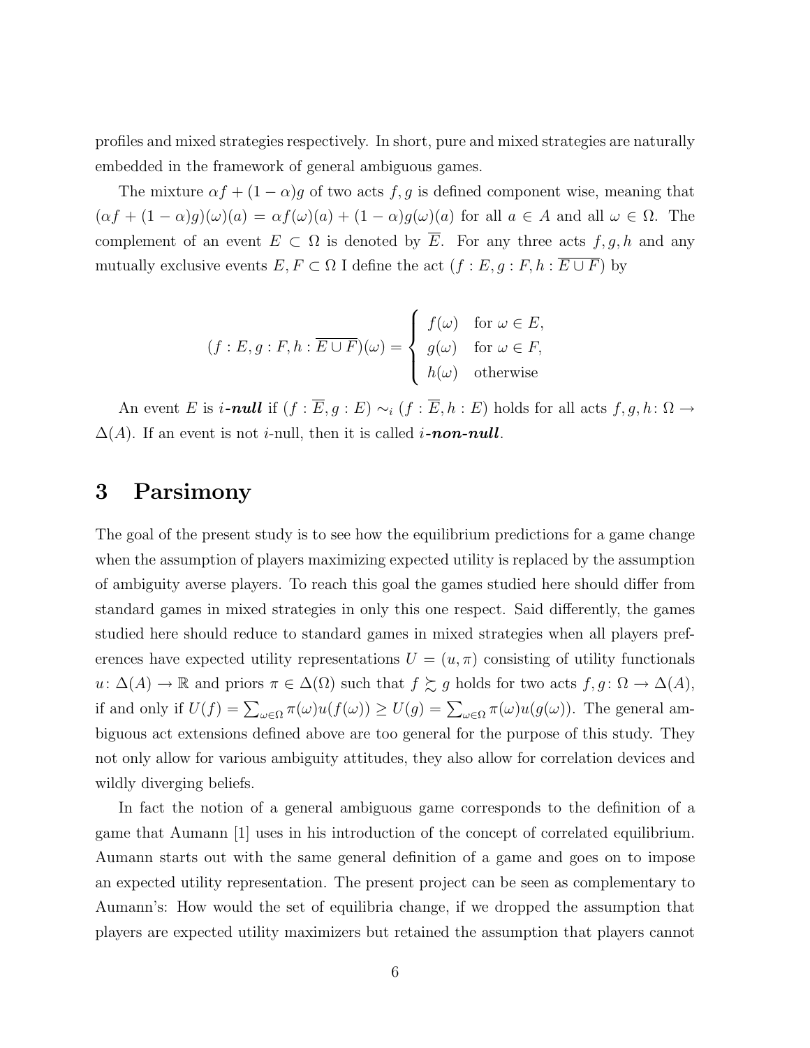profiles and mixed strategies respectively. In short, pure and mixed strategies are naturally embedded in the framework of general ambiguous games.

The mixture $\alpha f + (1-\alpha)g$ of two acts $f, g$ is defined component wise, meaning that $(\alpha f + (1-\alpha)g)(\omega)(a) = \alpha f(\omega)(a) + (1-\alpha)g(\omega)(a)$ for all $a \in A$ and all $\omega \in \Omega$. The complement of an event $E \subset \Omega$ is denoted by $\overline{E}$. For any three acts $f, g, h$ and any mutually exclusive events $E, F \subset \Omega$ I define the act $(f : E, g : F, h : \overline{E \cup F})$ by

$$
(f : E, g : F, h : \overline{E \cup F})(\omega) = \begin{cases} f(\omega) & \text{for } \omega \in E, \\ g(\omega) & \text{for } \omega \in F, \\ h(\omega) & \text{otherwise} \end{cases}
$$

An event $E$ is ***i-null*** if $(f : \overline{E}, g : E) \sim_i (f : \overline{E}, h : E)$ holds for all acts $f, g, h \colon \Omega \to \Delta(A)$. If an event is not $i$-null, then it is called ***i-non-null***.

# 3 Parsimony

The goal of the present study is to see how the equilibrium predictions for a game change when the assumption of players maximizing expected utility is replaced by the assumption of ambiguity averse players. To reach this goal the games studied here should differ from standard games in mixed strategies in only this one respect. Said differently, the games studied here should reduce to standard games in mixed strategies when all players preferences have expected utility representations $U = (u, \pi)$ consisting of utility functionals $u \colon \Delta(A) \to \mathbb{R}$ and priors $\pi \in \Delta(\Omega)$ such that $f \succsim g$ holds for two acts $f, g \colon \Omega \to \Delta(A)$, if and only if $U(f) = \sum_{\omega \in \Omega} \pi(\omega) u(f(\omega)) \geq U(g) = \sum_{\omega \in \Omega} \pi(\omega) u(g(\omega))$. The general ambiguous act extensions defined above are too general for the purpose of this study. They not only allow for various ambiguity attitudes, they also allow for correlation devices and wildly diverging beliefs.

In fact the notion of a general ambiguous game corresponds to the definition of a game that Aumann [1] uses in his introduction of the concept of correlated equilibrium. Aumann starts out with the same general definition of a game and goes on to impose an expected utility representation. The present project can be seen as complementary to Aumann's: How would the set of equilibria change, if we dropped the assumption that players are expected utility maximizers but retained the assumption that players cannot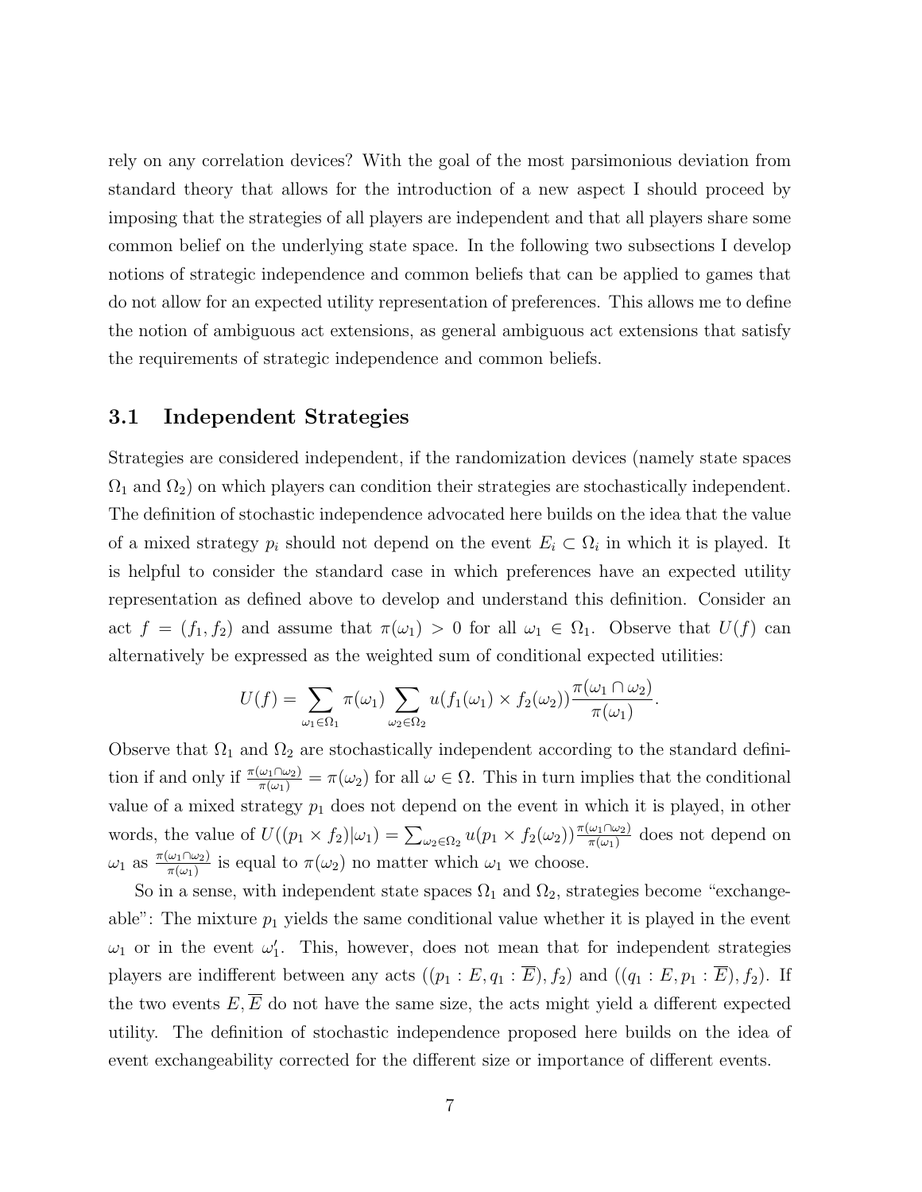rely on any correlation devices? With the goal of the most parsimonious deviation from standard theory that allows for the introduction of a new aspect I should proceed by imposing that the strategies of all players are independent and that all players share some common belief on the underlying state space. In the following two subsections I develop notions of strategic independence and common beliefs that can be applied to games that do not allow for an expected utility representation of preferences. This allows me to define the notion of ambiguous act extensions, as general ambiguous act extensions that satisfy the requirements of strategic independence and common beliefs.

## 3.1 Independent Strategies

Strategies are considered independent, if the randomization devices (namely state spaces $\Omega_1$ and $\Omega_2$) on which players can condition their strategies are stochastically independent. The definition of stochastic independence advocated here builds on the idea that the value of a mixed strategy $p_i$ should not depend on the event $E_i \subset \Omega_i$ in which it is played. It is helpful to consider the standard case in which preferences have an expected utility representation as defined above to develop and understand this definition. Consider an act $f = (f_1, f_2)$ and assume that $\pi(\omega_1) > 0$ for all $\omega_1 \in \Omega_1$. Observe that $U(f)$ can alternatively be expressed as the weighted sum of conditional expected utilities:

$$U(f) = \sum_{\omega_1 \in \Omega_1} \pi(\omega_1) \sum_{\omega_2 \in \Omega_2} u(f_1(\omega_1) \times f_2(\omega_2)) \frac{\pi(\omega_1 \cap \omega_2)}{\pi(\omega_1)}.$$

Observe that $\Omega_1$ and $\Omega_2$ are stochastically independent according to the standard definition if and only if $\frac{\pi(\omega_1 \cap \omega_2)}{\pi(\omega_1)} = \pi(\omega_2)$ for all $\omega \in \Omega$. This in turn implies that the conditional value of a mixed strategy $p_1$ does not depend on the event in which it is played, in other words, the value of $U((p_1 \times f_2)|\omega_1) = \sum_{\omega_2 \in \Omega_2} u(p_1 \times f_2(\omega_2)) \frac{\pi(\omega_1 \cap \omega_2)}{\pi(\omega_1)}$ does not depend on $\omega_1$ as $\frac{\pi(\omega_1 \cap \omega_2)}{\pi(\omega_1)}$ is equal to $\pi(\omega_2)$ no matter which $\omega_1$ we choose.

So in a sense, with independent state spaces $\Omega_1$ and $\Omega_2$, strategies become "exchangeable": The mixture $p_1$ yields the same conditional value whether it is played in the event $\omega_1$ or in the event $\omega_1'$. This, however, does not mean that for independent strategies players are indifferent between any acts $((p_1 : E, q_1 : \overline{E}), f_2)$ and $((q_1 : E, p_1 : \overline{E}), f_2)$. If the two events $E, \overline{E}$ do not have the same size, the acts might yield a different expected utility. The definition of stochastic independence proposed here builds on the idea of event exchangeability corrected for the different size or importance of different events.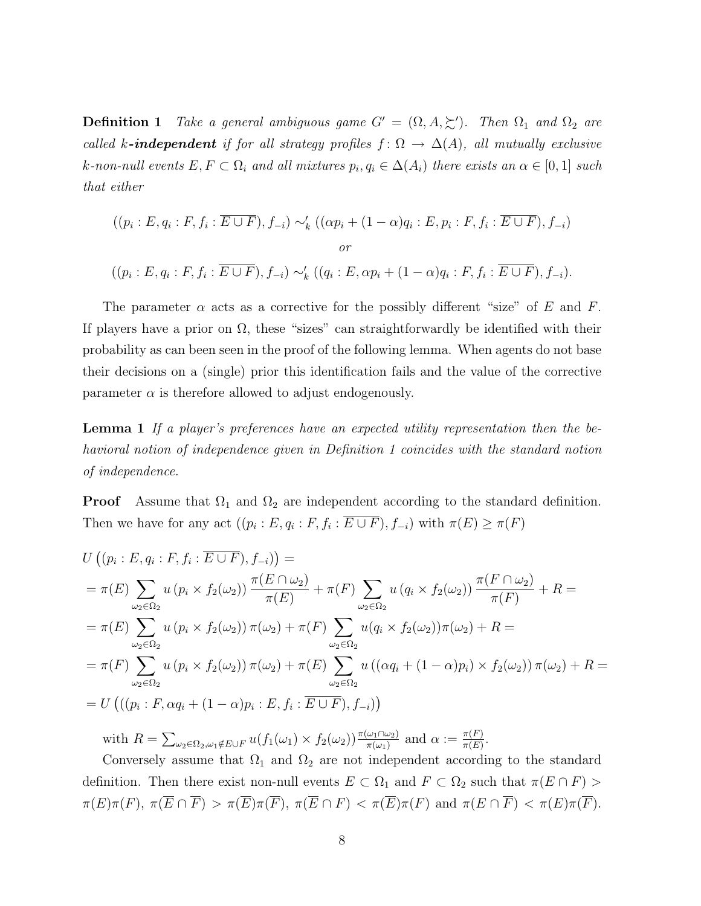**Definition 1** *Take a general ambiguous game $G' = (\Omega, A, \succsim')$. Then $\Omega_1$ and $\Omega_2$ are called $k$-**independent** if for all strategy profiles $f\colon \Omega \to \Delta(A)$, all mutually exclusive $k$-non-null events $E, F \subset \Omega_i$ and all mixtures $p_i, q_i \in \Delta(A_i)$ there exists an $\alpha \in [0,1]$ such that either*

$$((p_i : E, q_i : F, f_i : \overline{E \cup F}), f_{-i}) \sim'_k ((\alpha p_i + (1-\alpha) q_i : E, p_i : F, f_i : \overline{E \cup F}), f_{-i})$$

$$or$$

$$((p_i : E, q_i : F, f_i : \overline{E \cup F}), f_{-i}) \sim'_k ((q_i : E, \alpha p_i + (1-\alpha) q_i : F, f_i : \overline{E \cup F}), f_{-i}).$$

The parameter $\alpha$ acts as a corrective for the possibly different "size" of $E$ and $F$. If players have a prior on $\Omega$, these "sizes" can straightforwardly be identified with their probability as can been seen in the proof of the following lemma. When agents do not base their decisions on a (single) prior this identification fails and the value of the corrective parameter $\alpha$ is therefore allowed to adjust endogenously.

**Lemma 1** *If a player's preferences have an expected utility representation then the behavioral notion of independence given in Definition 1 coincides with the standard notion of independence.*

**Proof** Assume that $\Omega_1$ and $\Omega_2$ are independent according to the standard definition. Then we have for any act $((p_i : E, q_i : F, f_i : \overline{E \cup F}), f_{-i})$ with $\pi(E) \geq \pi(F)$

$$
\begin{aligned}
&U\left((p_i : E, q_i : F, f_i : \overline{E \cup F}), f_{-i})\right) = \\
&= \pi(E) \sum_{\omega_2 \in \Omega_2} u\left(p_i \times f_2(\omega_2)\right) \frac{\pi(E \cap \omega_2)}{\pi(E)} + \pi(F) \sum_{\omega_2 \in \Omega_2} u\left(q_i \times f_2(\omega_2)\right) \frac{\pi(F \cap \omega_2)}{\pi(F)} + R = \\
&= \pi(E) \sum_{\omega_2 \in \Omega_2} u\left(p_i \times f_2(\omega_2)\right) \pi(\omega_2) + \pi(F) \sum_{\omega_2 \in \Omega_2} u(q_i \times f_2(\omega_2)) \pi(\omega_2) + R = \\
&= \pi(F) \sum_{\omega_2 \in \Omega_2} u\left(p_i \times f_2(\omega_2)\right) \pi(\omega_2) + \pi(E) \sum_{\omega_2 \in \Omega_2} u\left((\alpha q_i + (1-\alpha) p_i) \times f_2(\omega_2)\right) \pi(\omega_2) + R = \\
&= U\left(((p_i : F, \alpha q_i + (1-\alpha) p_i : E, f_i : \overline{E \cup F}), f_{-i})\right)
\end{aligned}
$$

with $R = \sum_{\omega_2 \in \Omega_2, \omega_1 \notin E \cup F} u(f_1(\omega_1) \times f_2(\omega_2)) \frac{\pi(\omega_1 \cap \omega_2)}{\pi(\omega_1)}$ and $\alpha := \frac{\pi(F)}{\pi(E)}$.

Conversely assume that $\Omega_1$ and $\Omega_2$ are not independent according to the standard definition. Then there exist non-null events $E \subset \Omega_1$ and $F \subset \Omega_2$ such that $\pi(E \cap F) > \pi(E)\pi(F)$, $\pi(\overline{E} \cap \overline{F}) > \pi(\overline{E})\pi(\overline{F})$, $\pi(\overline{E} \cap F) < \pi(\overline{E})\pi(F)$ and $\pi(E \cap \overline{F}) < \pi(E)\pi(\overline{F})$.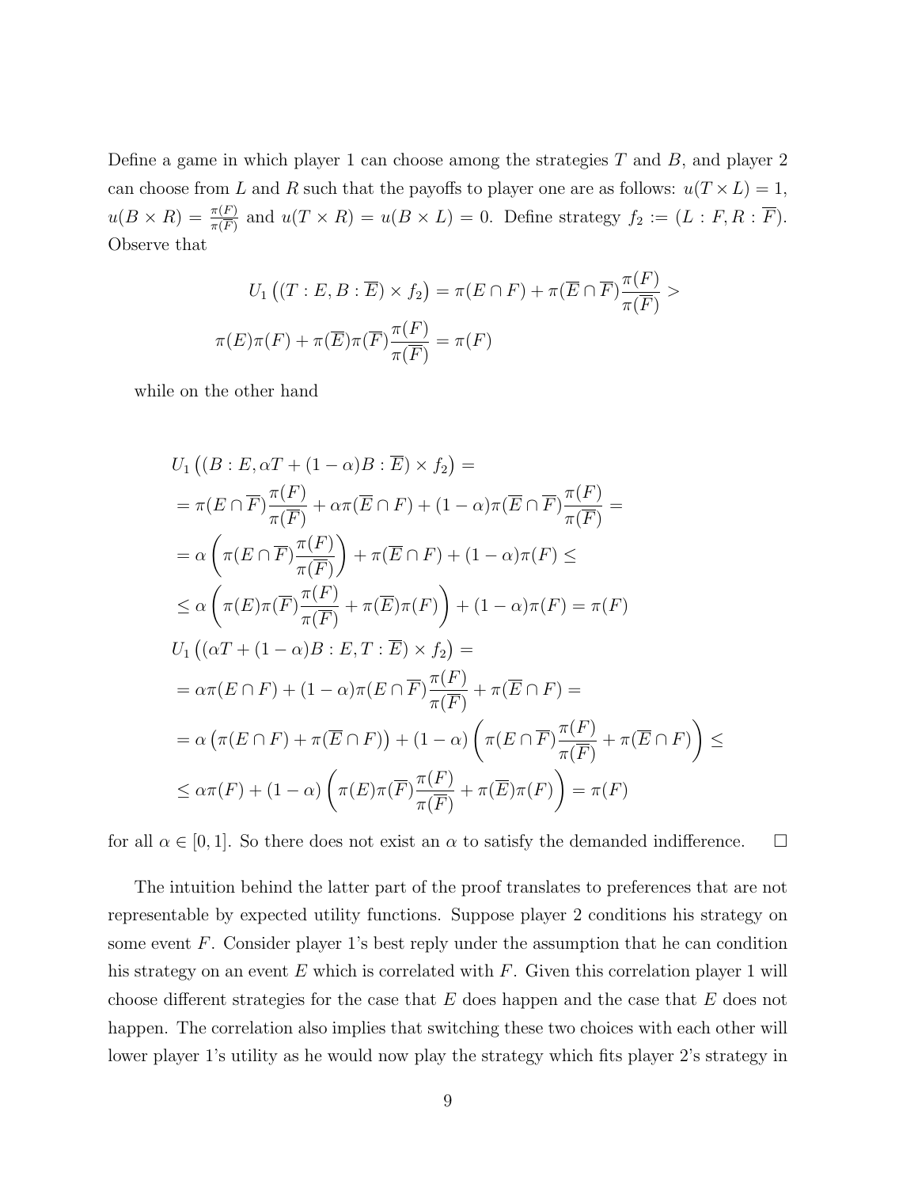Define a game in which player 1 can choose among the strategies $T$ and $B$, and player 2 can choose from $L$ and $R$ such that the payoffs to player one are as follows: $u(T \times L) = 1$, $u(B \times R) = \frac{\pi(F)}{\pi(\overline{F})}$ and $u(T \times R) = u(B \times L) = 0$. Define strategy $f_2 := (L : F, R : \overline{F})$. Observe that

$$U_1\left((T : E, B : \overline{E}) \times f_2\right) = \pi(E \cap F) + \pi(\overline{E} \cap \overline{F})\frac{\pi(F)}{\pi(\overline{F})} >$$

$$\pi(E)\pi(F) + \pi(\overline{E})\pi(\overline{F})\frac{\pi(F)}{\pi(\overline{F})} = \pi(F)$$

while on the other hand

$$\begin{aligned}
&U_1\left((B : E, \alpha T + (1-\alpha)B : \overline{E}) \times f_2\right) = \\
&= \pi(E \cap \overline{F})\frac{\pi(F)}{\pi(\overline{F})} + \alpha\pi(\overline{E} \cap F) + (1-\alpha)\pi(\overline{E} \cap \overline{F})\frac{\pi(F)}{\pi(\overline{F})} = \\
&= \alpha\left(\pi(E \cap \overline{F})\frac{\pi(F)}{\pi(\overline{F})}\right) + \pi(\overline{E} \cap F) + (1-\alpha)\pi(F) \leq \\
&\leq \alpha\left(\pi(E)\pi(\overline{F})\frac{\pi(F)}{\pi(\overline{F})} + \pi(\overline{E})\pi(F)\right) + (1-\alpha)\pi(F) = \pi(F) \\
&U_1\left((\alpha T + (1-\alpha)B : E, T : \overline{E}) \times f_2\right) = \\
&= \alpha\pi(E \cap F) + (1-\alpha)\pi(E \cap \overline{F})\frac{\pi(F)}{\pi(\overline{F})} + \pi(\overline{E} \cap F) = \\
&= \alpha\left(\pi(E \cap F) + \pi(\overline{E} \cap F)\right) + (1-\alpha)\left(\pi(E \cap \overline{F})\frac{\pi(F)}{\pi(\overline{F})} + \pi(\overline{E} \cap F)\right) \leq \\
&\leq \alpha\pi(F) + (1-\alpha)\left(\pi(E)\pi(\overline{F})\frac{\pi(F)}{\pi(\overline{F})} + \pi(\overline{E})\pi(F)\right) = \pi(F)
\end{aligned}$$

for all $\alpha \in [0, 1]$. So there does not exist an $\alpha$ to satisfy the demanded indifference. □

The intuition behind the latter part of the proof translates to preferences that are not representable by expected utility functions. Suppose player 2 conditions his strategy on some event $F$. Consider player 1's best reply under the assumption that he can condition his strategy on an event $E$ which is correlated with $F$. Given this correlation player 1 will choose different strategies for the case that $E$ does happen and the case that $E$ does not happen. The correlation also implies that switching these two choices with each other will lower player 1's utility as he would now play the strategy which fits player 2's strategy in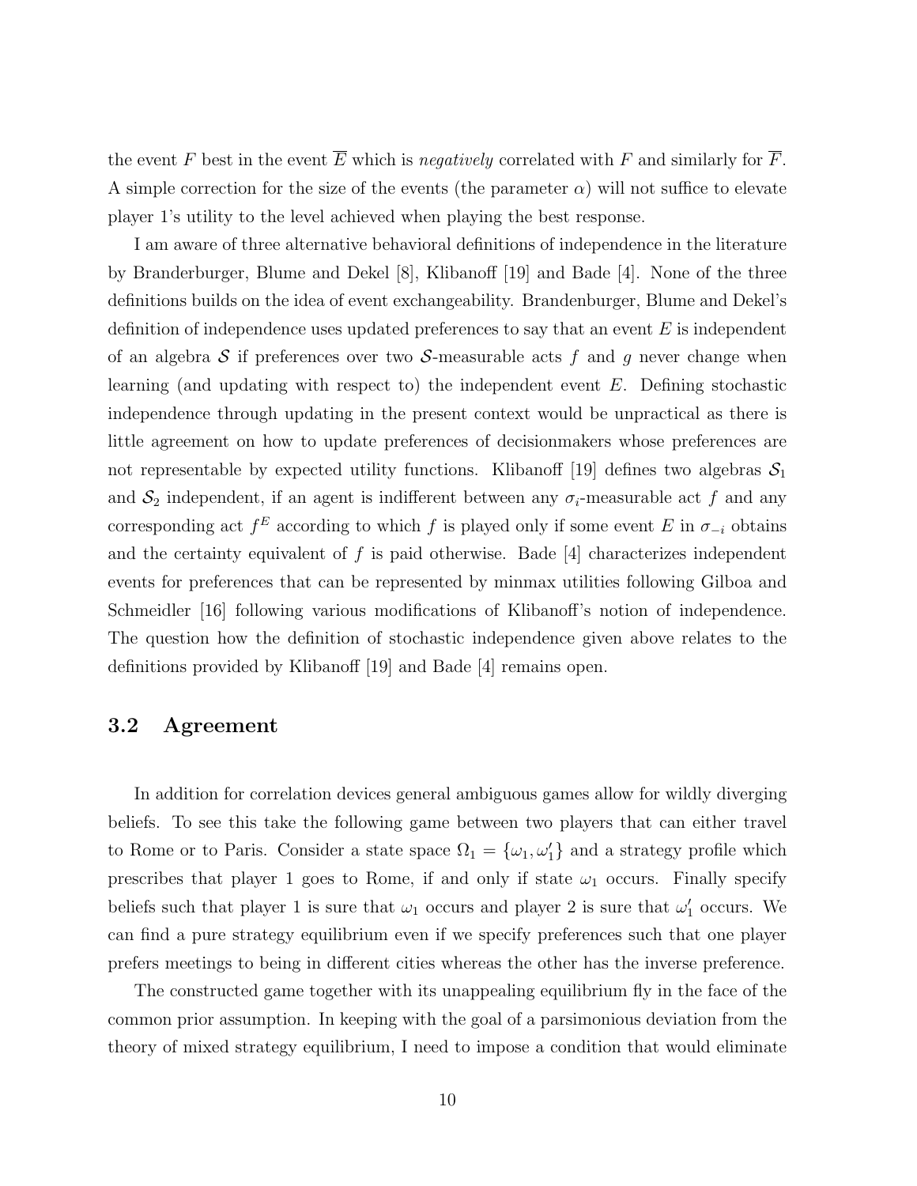the event $F$ best in the event $\overline{E}$ which is *negatively* correlated with $F$ and similarly for $\overline{F}$. A simple correction for the size of the events (the parameter $\alpha$) will not suffice to elevate player 1's utility to the level achieved when playing the best response.

I am aware of three alternative behavioral definitions of independence in the literature by Branderburger, Blume and Dekel [8], Klibanoff [19] and Bade [4]. None of the three definitions builds on the idea of event exchangeability. Brandenburger, Blume and Dekel's definition of independence uses updated preferences to say that an event $E$ is independent of an algebra $\mathcal{S}$ if preferences over two $\mathcal{S}$-measurable acts $f$ and $g$ never change when learning (and updating with respect to) the independent event $E$. Defining stochastic independence through updating in the present context would be unpractical as there is little agreement on how to update preferences of decisionmakers whose preferences are not representable by expected utility functions. Klibanoff [19] defines two algebras $\mathcal{S}_1$ and $\mathcal{S}_2$ independent, if an agent is indifferent between any $\sigma_i$-measurable act $f$ and any corresponding act $f^E$ according to which $f$ is played only if some event $E$ in $\sigma_{-i}$ obtains and the certainty equivalent of $f$ is paid otherwise. Bade [4] characterizes independent events for preferences that can be represented by minmax utilities following Gilboa and Schmeidler [16] following various modifications of Klibanoff's notion of independence. The question how the definition of stochastic independence given above relates to the definitions provided by Klibanoff [19] and Bade [4] remains open.

### 3.2 Agreement

In addition for correlation devices general ambiguous games allow for wildly diverging beliefs. To see this take the following game between two players that can either travel to Rome or to Paris. Consider a state space $\Omega_1 = \{\omega_1, \omega_1'\}$ and a strategy profile which prescribes that player 1 goes to Rome, if and only if state $\omega_1$ occurs. Finally specify beliefs such that player 1 is sure that $\omega_1$ occurs and player 2 is sure that $\omega_1'$ occurs. We can find a pure strategy equilibrium even if we specify preferences such that one player prefers meetings to being in different cities whereas the other has the inverse preference.

The constructed game together with its unappealing equilibrium fly in the face of the common prior assumption. In keeping with the goal of a parsimonious deviation from the theory of mixed strategy equilibrium, I need to impose a condition that would eliminate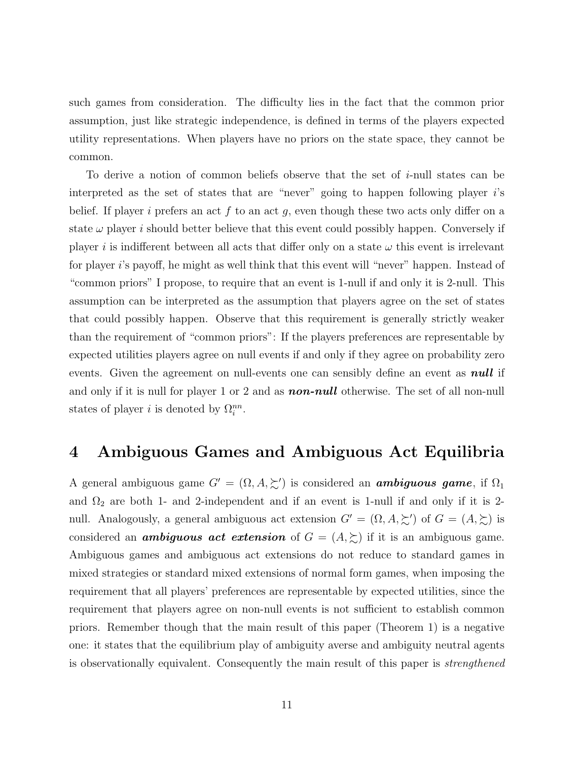such games from consideration. The difficulty lies in the fact that the common prior assumption, just like strategic independence, is defined in terms of the players expected utility representations. When players have no priors on the state space, they cannot be common.

To derive a notion of common beliefs observe that the set of $i$-null states can be interpreted as the set of states that are "never" going to happen following player $i$'s belief. If player $i$ prefers an act $f$ to an act $g$, even though these two acts only differ on a state $\omega$ player $i$ should better believe that this event could possibly happen. Conversely if player $i$ is indifferent between all acts that differ only on a state $\omega$ this event is irrelevant for player $i$'s payoff, he might as well think that this event will "never" happen. Instead of "common priors" I propose, to require that an event is 1-null if and only it is 2-null. This assumption can be interpreted as the assumption that players agree on the set of states that could possibly happen. Observe that this requirement is generally strictly weaker than the requirement of "common priors": If the players preferences are representable by expected utilities players agree on null events if and only if they agree on probability zero events. Given the agreement on null-events one can sensibly define an event as ***null*** if and only if it is null for player 1 or 2 and as ***non-null*** otherwise. The set of all non-null states of player $i$ is denoted by $\Omega_i^{nn}$.

# 4 Ambiguous Games and Ambiguous Act Equilibria

A general ambiguous game $G' = (\Omega, A, \succsim')$ is considered an ***ambiguous game***, if $\Omega_1$ and $\Omega_2$ are both 1- and 2-independent and if an event is 1-null if and only if it is 2-null. Analogously, a general ambiguous act extension $G' = (\Omega, A, \succsim')$ of $G = (A, \succsim)$ is considered an ***ambiguous act extension*** of $G = (A, \succsim)$ if it is an ambiguous game. Ambiguous games and ambiguous act extensions do not reduce to standard games in mixed strategies or standard mixed extensions of normal form games, when imposing the requirement that all players' preferences are representable by expected utilities, since the requirement that players agree on non-null events is not sufficient to establish common priors. Remember though that the main result of this paper (Theorem 1) is a negative one: it states that the equilibrium play of ambiguity averse and ambiguity neutral agents is observationally equivalent. Consequently the main result of this paper is *strengthened*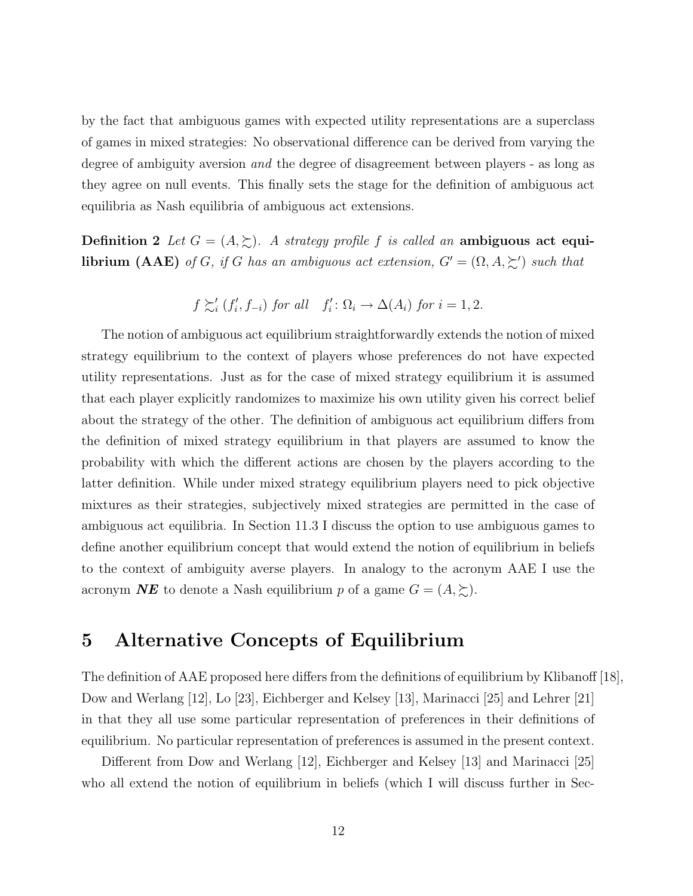by the fact that ambiguous games with expected utility representations are a superclass of games in mixed strategies: No observational difference can be derived from varying the degree of ambiguity aversion *and* the degree of disagreement between players - as long as they agree on null events. This finally sets the stage for the definition of ambiguous act equilibria as Nash equilibria of ambiguous act extensions.

**Definition 2** *Let $G = (A, \succsim)$. A strategy profile $f$ is called an* **ambiguous act equilibrium (AAE)** *of $G$, if $G$ has an ambiguous act extension, $G' = (\Omega, A, \succsim')$ such that*

$$f \succsim'_i (f'_i, f_{-i}) \text{ for all } \quad f'_i \colon \Omega_i \to \Delta(A_i) \text{ for } i = 1, 2.$$

The notion of ambiguous act equilibrium straightforwardly extends the notion of mixed strategy equilibrium to the context of players whose preferences do not have expected utility representations. Just as for the case of mixed strategy equilibrium it is assumed that each player explicitly randomizes to maximize his own utility given his correct belief about the strategy of the other. The definition of ambiguous act equilibrium differs from the definition of mixed strategy equilibrium in that players are assumed to know the probability with which the different actions are chosen by the players according to the latter definition. While under mixed strategy equilibrium players need to pick objective mixtures as their strategies, subjectively mixed strategies are permitted in the case of ambiguous act equilibria. In Section 11.3 I discuss the option to use ambiguous games to define another equilibrium concept that would extend the notion of equilibrium in beliefs to the context of ambiguity averse players. In analogy to the acronym AAE I use the acronym ***NE*** to denote a Nash equilibrium $p$ of a game $G = (A, \succsim)$.

# 5 Alternative Concepts of Equilibrium

The definition of AAE proposed here differs from the definitions of equilibrium by Klibanoff [18], Dow and Werlang [12], Lo [23], Eichberger and Kelsey [13], Marinacci [25] and Lehrer [21] in that they all use some particular representation of preferences in their definitions of equilibrium. No particular representation of preferences is assumed in the present context.

Different from Dow and Werlang [12], Eichberger and Kelsey [13] and Marinacci [25] who all extend the notion of equilibrium in beliefs (which I will discuss further in Sec-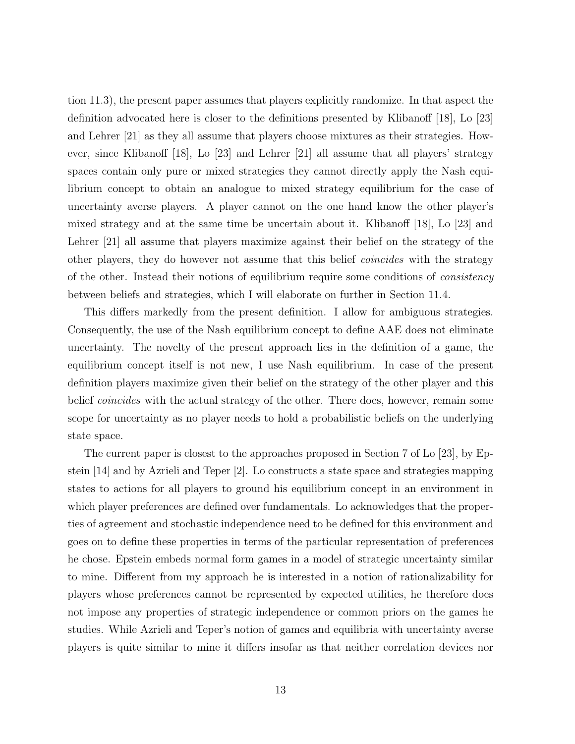tion 11.3), the present paper assumes that players explicitly randomize. In that aspect the definition advocated here is closer to the definitions presented by Klibanoff [18], Lo [23] and Lehrer [21] as they all assume that players choose mixtures as their strategies. However, since Klibanoff [18], Lo [23] and Lehrer [21] all assume that all players' strategy spaces contain only pure or mixed strategies they cannot directly apply the Nash equilibrium concept to obtain an analogue to mixed strategy equilibrium for the case of uncertainty averse players. A player cannot on the one hand know the other player's mixed strategy and at the same time be uncertain about it. Klibanoff [18], Lo [23] and Lehrer [21] all assume that players maximize against their belief on the strategy of the other players, they do however not assume that this belief *coincides* with the strategy of the other. Instead their notions of equilibrium require some conditions of *consistency* between beliefs and strategies, which I will elaborate on further in Section 11.4.

This differs markedly from the present definition. I allow for ambiguous strategies. Consequently, the use of the Nash equilibrium concept to define AAE does not eliminate uncertainty. The novelty of the present approach lies in the definition of a game, the equilibrium concept itself is not new, I use Nash equilibrium. In case of the present definition players maximize given their belief on the strategy of the other player and this belief *coincides* with the actual strategy of the other. There does, however, remain some scope for uncertainty as no player needs to hold a probabilistic beliefs on the underlying state space.

The current paper is closest to the approaches proposed in Section 7 of Lo [23], by Epstein [14] and by Azrieli and Teper [2]. Lo constructs a state space and strategies mapping states to actions for all players to ground his equilibrium concept in an environment in which player preferences are defined over fundamentals. Lo acknowledges that the properties of agreement and stochastic independence need to be defined for this environment and goes on to define these properties in terms of the particular representation of preferences he chose. Epstein embeds normal form games in a model of strategic uncertainty similar to mine. Different from my approach he is interested in a notion of rationalizability for players whose preferences cannot be represented by expected utilities, he therefore does not impose any properties of strategic independence or common priors on the games he studies. While Azrieli and Teper's notion of games and equilibria with uncertainty averse players is quite similar to mine it differs insofar as that neither correlation devices nor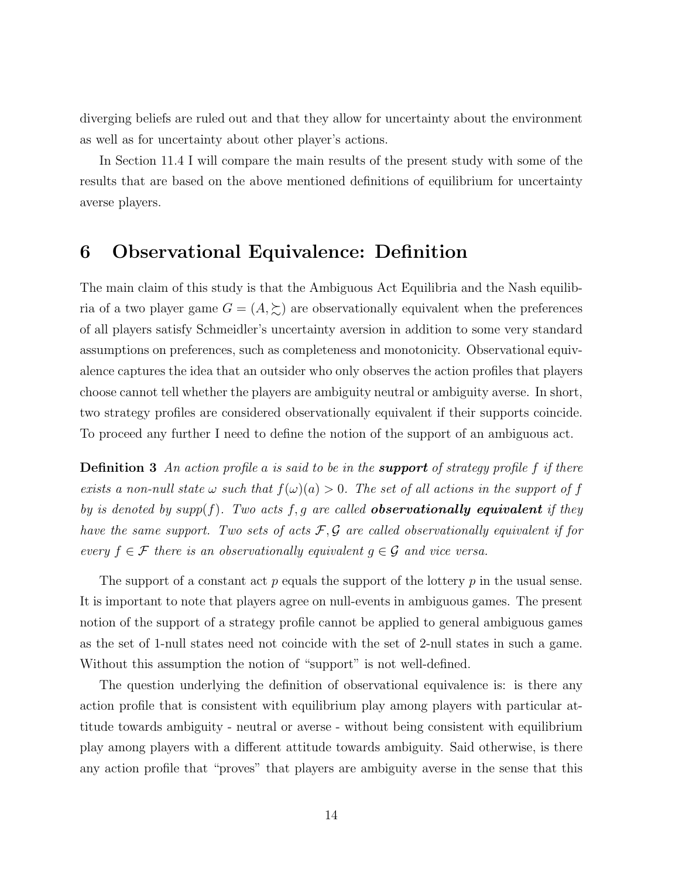diverging beliefs are ruled out and that they allow for uncertainty about the environment as well as for uncertainty about other player's actions.

In Section 11.4 I will compare the main results of the present study with some of the results that are based on the above mentioned definitions of equilibrium for uncertainty averse players.

# 6 Observational Equivalence: Definition

The main claim of this study is that the Ambiguous Act Equilibria and the Nash equilibria of a two player game $G = (A, \succsim)$ are observationally equivalent when the preferences of all players satisfy Schmeidler's uncertainty aversion in addition to some very standard assumptions on preferences, such as completeness and monotonicity. Observational equivalence captures the idea that an outsider who only observes the action profiles that players choose cannot tell whether the players are ambiguity neutral or ambiguity averse. In short, two strategy profiles are considered observationally equivalent if their supports coincide. To proceed any further I need to define the notion of the support of an ambiguous act.

**Definition 3** *An action profile $a$ is said to be in the* ***support*** *of strategy profile $f$ if there exists a non-null state $\omega$ such that $f(\omega)(a) > 0$. The set of all actions in the support of $f$ by is denoted by $supp(f)$. Two acts $f, g$ are called* ***observationally equivalent*** *if they have the same support. Two sets of acts $\mathcal{F}, \mathcal{G}$ are called observationally equivalent if for every $f \in \mathcal{F}$ there is an observationally equivalent $g \in \mathcal{G}$ and vice versa.*

The support of a constant act $p$ equals the support of the lottery $p$ in the usual sense. It is important to note that players agree on null-events in ambiguous games. The present notion of the support of a strategy profile cannot be applied to general ambiguous games as the set of 1-null states need not coincide with the set of 2-null states in such a game. Without this assumption the notion of "support" is not well-defined.

The question underlying the definition of observational equivalence is: is there any action profile that is consistent with equilibrium play among players with particular attitude towards ambiguity - neutral or averse - without being consistent with equilibrium play among players with a different attitude towards ambiguity. Said otherwise, is there any action profile that "proves" that players are ambiguity averse in the sense that this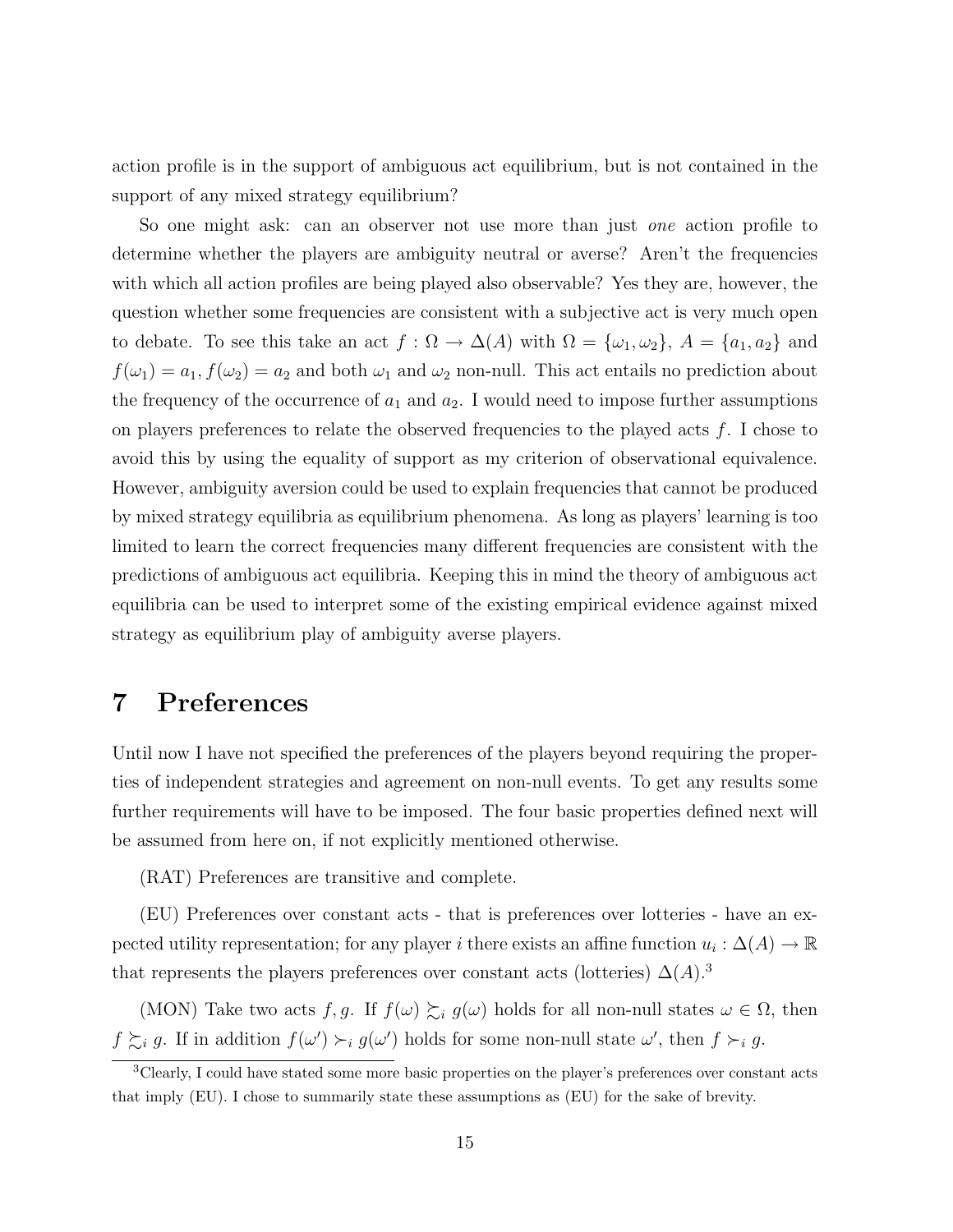action profile is in the support of ambiguous act equilibrium, but is not contained in the support of any mixed strategy equilibrium?

So one might ask: can an observer not use more than just *one* action profile to determine whether the players are ambiguity neutral or averse? Aren't the frequencies with which all action profiles are being played also observable? Yes they are, however, the question whether some frequencies are consistent with a subjective act is very much open to debate. To see this take an act $f : \Omega \to \Delta(A)$ with $\Omega = \{\omega_1, \omega_2\}$, $A = \{a_1, a_2\}$ and $f(\omega_1) = a_1, f(\omega_2) = a_2$ and both $\omega_1$ and $\omega_2$ non-null. This act entails no prediction about the frequency of the occurrence of $a_1$ and $a_2$. I would need to impose further assumptions on players preferences to relate the observed frequencies to the played acts $f$. I chose to avoid this by using the equality of support as my criterion of observational equivalence. However, ambiguity aversion could be used to explain frequencies that cannot be produced by mixed strategy equilibria as equilibrium phenomena. As long as players' learning is too limited to learn the correct frequencies many different frequencies are consistent with the predictions of ambiguous act equilibria. Keeping this in mind the theory of ambiguous act equilibria can be used to interpret some of the existing empirical evidence against mixed strategy as equilibrium play of ambiguity averse players.

# 7 Preferences

Until now I have not specified the preferences of the players beyond requiring the properties of independent strategies and agreement on non-null events. To get any results some further requirements will have to be imposed. The four basic properties defined next will be assumed from here on, if not explicitly mentioned otherwise.

(RAT) Preferences are transitive and complete.

(EU) Preferences over constant acts - that is preferences over lotteries - have an expected utility representation; for any player $i$ there exists an affine function $u_i : \Delta(A) \to \mathbb{R}$ that represents the players preferences over constant acts (lotteries) $\Delta(A)$.[3]

(MON) Take two acts $f, g$. If $f(\omega) \succsim_i g(\omega)$ holds for all non-null states $\omega \in \Omega$, then $f \succsim_i g$. If in addition $f(\omega') \succ_i g(\omega')$ holds for some non-null state $\omega'$, then $f \succ_i g$.

[3] Clearly, I could have stated some more basic properties on the player's preferences over constant acts that imply (EU). I chose to summarily state these assumptions as (EU) for the sake of brevity.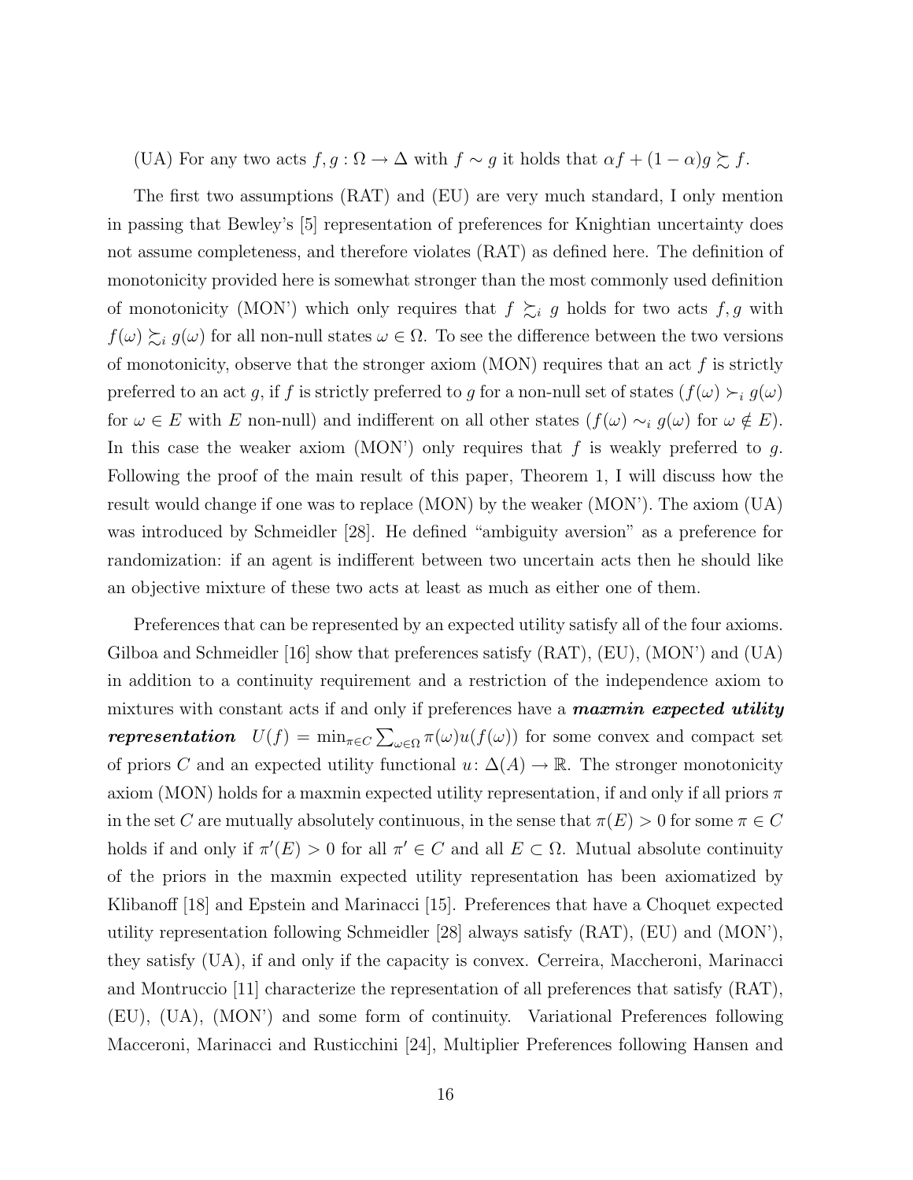(UA) For any two acts $f, g : \Omega \to \Delta$ with $f \sim g$ it holds that $\alpha f + (1-\alpha) g \succsim f$.

The first two assumptions (RAT) and (EU) are very much standard, I only mention in passing that Bewley's [5] representation of preferences for Knightian uncertainty does not assume completeness, and therefore violates (RAT) as defined here. The definition of monotonicity provided here is somewhat stronger than the most commonly used definition of monotonicity (MON') which only requires that $f \succsim_i g$ holds for two acts $f, g$ with $f(\omega) \succsim_i g(\omega)$ for all non-null states $\omega \in \Omega$. To see the difference between the two versions of monotonicity, observe that the stronger axiom (MON) requires that an act $f$ is strictly preferred to an act $g$, if $f$ is strictly preferred to $g$ for a non-null set of states ($f(\omega) \succ_i g(\omega)$ for $\omega \in E$ with $E$ non-null) and indifferent on all other states ($f(\omega) \sim_i g(\omega)$ for $\omega \notin E$). In this case the weaker axiom (MON') only requires that $f$ is weakly preferred to $g$. Following the proof of the main result of this paper, Theorem 1, I will discuss how the result would change if one was to replace (MON) by the weaker (MON'). The axiom (UA) was introduced by Schmeidler [28]. He defined "ambiguity aversion" as a preference for randomization: if an agent is indifferent between two uncertain acts then he should like an objective mixture of these two acts at least as much as either one of them.

Preferences that can be represented by an expected utility satisfy all of the four axioms. Gilboa and Schmeidler [16] show that preferences satisfy (RAT), (EU), (MON') and (UA) in addition to a continuity requirement and a restriction of the independence axiom to mixtures with constant acts if and only if preferences have a ***maxmin expected utility representation*** $U(f) = \min_{\pi \in C} \sum_{\omega \in \Omega} \pi(\omega) u(f(\omega))$ for some convex and compact set of priors $C$ and an expected utility functional $u\colon \Delta(A) \to \mathbb{R}$. The stronger monotonicity axiom (MON) holds for a maxmin expected utility representation, if and only if all priors $\pi$ in the set $C$ are mutually absolutely continuous, in the sense that $\pi(E) > 0$ for some $\pi \in C$ holds if and only if $\pi'(E) > 0$ for all $\pi' \in C$ and all $E \subset \Omega$. Mutual absolute continuity of the priors in the maxmin expected utility representation has been axiomatized by Klibanoff [18] and Epstein and Marinacci [15]. Preferences that have a Choquet expected utility representation following Schmeidler [28] always satisfy (RAT), (EU) and (MON'), they satisfy (UA), if and only if the capacity is convex. Cerreira, Maccheroni, Marinacci and Montruccio [11] characterize the representation of all preferences that satisfy (RAT), (EU), (UA), (MON') and some form of continuity. Variational Preferences following Macceroni, Marinacci and Rusticchini [24], Multiplier Preferences following Hansen and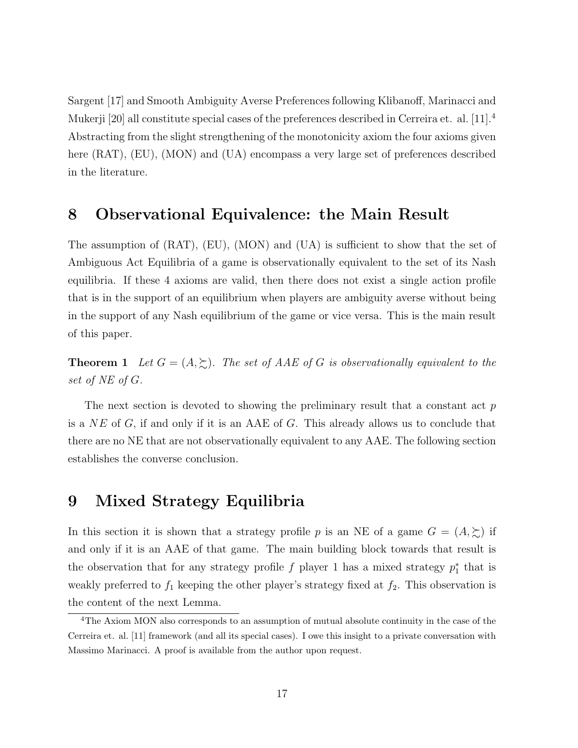Sargent [17] and Smooth Ambiguity Averse Preferences following Klibanoff, Marinacci and Mukerji [20] all constitute special cases of the preferences described in Cerreira et. al. [11].[4] Abstracting from the slight strengthening of the monotonicity axiom the four axioms given here (RAT), (EU), (MON) and (UA) encompass a very large set of preferences described in the literature.

## 8 Observational Equivalence: the Main Result

The assumption of (RAT), (EU), (MON) and (UA) is sufficient to show that the set of Ambiguous Act Equilibria of a game is observationally equivalent to the set of its Nash equilibria. If these 4 axioms are valid, then there does not exist a single action profile that is in the support of an equilibrium when players are ambiguity averse without being in the support of any Nash equilibrium of the game or vice versa. This is the main result of this paper.

**Theorem 1** *Let $G = (A, \succsim)$. The set of AAE of $G$ is observationally equivalent to the set of NE of $G$.*

The next section is devoted to showing the preliminary result that a constant act $p$ is a $NE$ of $G$, if and only if it is an AAE of $G$. This already allows us to conclude that there are no NE that are not observationally equivalent to any AAE. The following section establishes the converse conclusion.

## 9 Mixed Strategy Equilibria

In this section it is shown that a strategy profile $p$ is an NE of a game $G = (A, \succsim)$ if and only if it is an AAE of that game. The main building block towards that result is the observation that for any strategy profile $f$ player 1 has a mixed strategy $p_1^*$ that is weakly preferred to $f_1$ keeping the other player's strategy fixed at $f_2$. This observation is the content of the next Lemma.

[4]The Axiom MON also corresponds to an assumption of mutual absolute continuity in the case of the Cerreira et. al. [11] framework (and all its special cases). I owe this insight to a private conversation with Massimo Marinacci. A proof is available from the author upon request.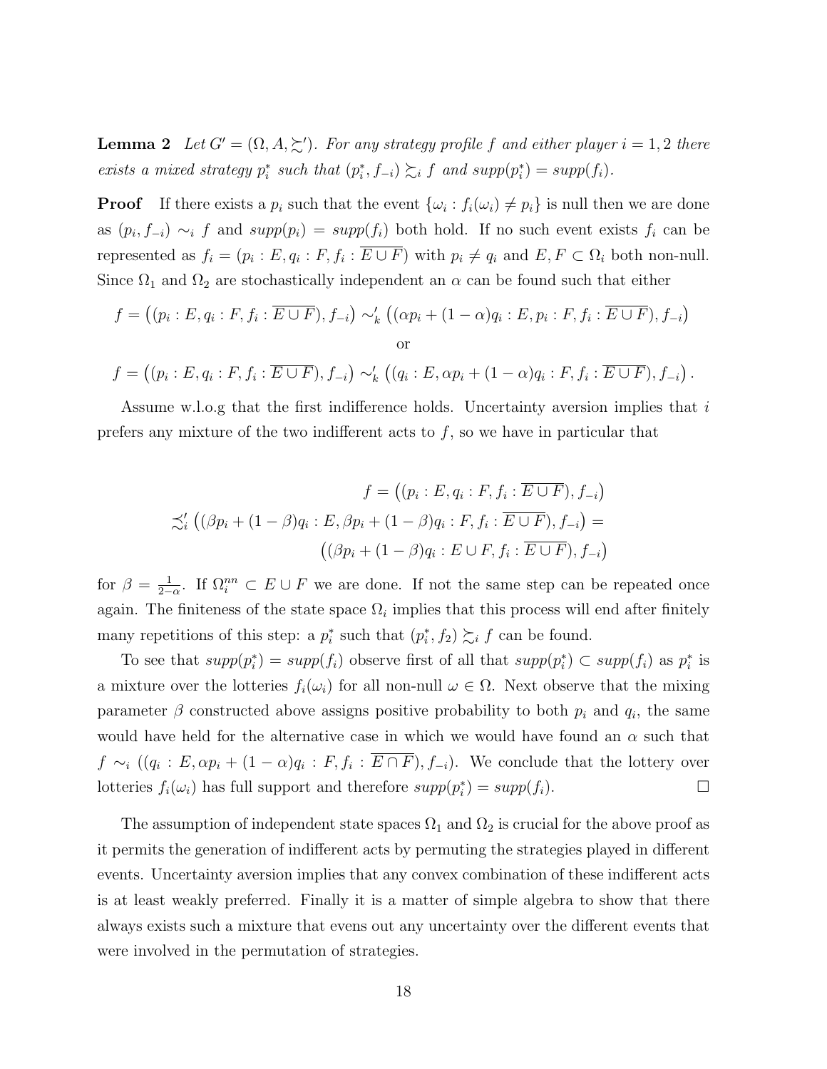**Lemma 2** *Let $G' = (\Omega, A, \succsim')$. For any strategy profile $f$ and either player $i = 1, 2$ there exists a mixed strategy $p_i^*$ such that $(p_i^*, f_{-i}) \succsim_i f$ and $supp(p_i^*) = supp(f_i)$.*

**Proof** If there exists a $p_i$ such that the event $\{\omega_i : f_i(\omega_i) \neq p_i\}$ is null then we are done as $(p_i, f_{-i}) \sim_i f$ and $supp(p_i) = supp(f_i)$ both hold. If no such event exists $f_i$ can be represented as $f_i = (p_i : E, q_i : F, f_i : \overline{E \cup F})$ with $p_i \neq q_i$ and $E, F \subset \Omega_i$ both non-null. Since $\Omega_1$ and $\Omega_2$ are stochastically independent an $\alpha$ can be found such that either

$$f = \big((p_i : E, q_i : F, f_i : \overline{E \cup F}), f_{-i}\big) \sim_k' \big((\alpha p_i + (1-\alpha) q_i : E, p_i : F, f_i : \overline{E \cup F}), f_{-i}\big)$$

or

$$f = \big((p_i : E, q_i : F, f_i : \overline{E \cup F}), f_{-i}\big) \sim_k' \big((q_i : E, \alpha p_i + (1-\alpha) q_i : F, f_i : \overline{E \cup F}), f_{-i}\big).$$

Assume w.l.o.g that the first indifference holds. Uncertainty aversion implies that $i$ prefers any mixture of the two indifferent acts to $f$, so we have in particular that

$$\begin{aligned} f &= \big((p_i : E, q_i : F, f_i : \overline{E \cup F}), f_{-i}\big) \\ &\precsim_i' \big((\beta p_i + (1-\beta) q_i : E, \beta p_i + (1-\beta) q_i : F, f_i : \overline{E \cup F}), f_{-i}\big) = \\ &\qquad \big((\beta p_i + (1-\beta) q_i : E \cup F, f_i : \overline{E \cup F}), f_{-i}\big) \end{aligned}$$

for $\beta = \frac{1}{2-\alpha}$. If $\Omega_i^{nn} \subset E \cup F$ we are done. If not the same step can be repeated once again. The finiteness of the state space $\Omega_i$ implies that this process will end after finitely many repetitions of this step: a $p_i^*$ such that $(p_i^*, f_2) \succsim_i f$ can be found.

To see that $supp(p_i^*) = supp(f_i)$ observe first of all that $supp(p_i^*) \subset supp(f_i)$ as $p_i^*$ is a mixture over the lotteries $f_i(\omega_i)$ for all non-null $\omega \in \Omega$. Next observe that the mixing parameter $\beta$ constructed above assigns positive probability to both $p_i$ and $q_i$, the same would have held for the alternative case in which we would have found an $\alpha$ such that $f \sim_i ((q_i : E, \alpha p_i + (1-\alpha) q_i : F, f_i : \overline{E \cap F}), f_{-i})$. We conclude that the lottery over lotteries $f_i(\omega_i)$ has full support and therefore $supp(p_i^*) = supp(f_i)$. $\square$

The assumption of independent state spaces $\Omega_1$ and $\Omega_2$ is crucial for the above proof as it permits the generation of indifferent acts by permuting the strategies played in different events. Uncertainty aversion implies that any convex combination of these indifferent acts is at least weakly preferred. Finally it is a matter of simple algebra to show that there always exists such a mixture that evens out any uncertainty over the different events that were involved in the permutation of strategies.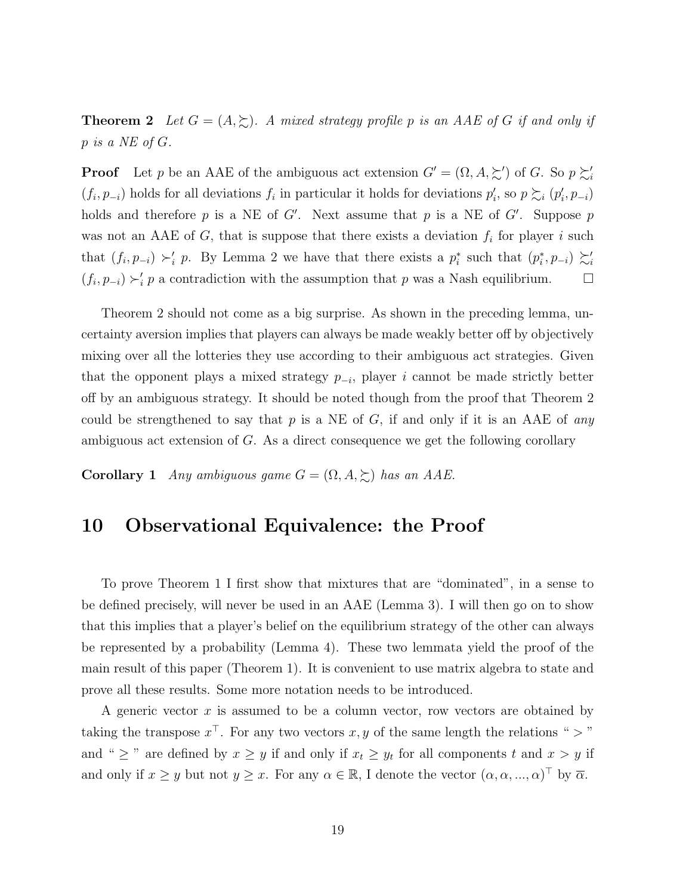**Theorem 2** *Let $G = (A, \succsim)$. A mixed strategy profile $p$ is an AAE of $G$ if and only if $p$ is a NE of $G$.*

**Proof** Let $p$ be an AAE of the ambiguous act extension $G' = (\Omega, A, \succsim')$ of $G$. So $p \succsim'_i (f_i, p_{-i})$ holds for all deviations $f_i$ in particular it holds for deviations $p'_i$, so $p \succsim_i (p'_i, p_{-i})$ holds and therefore $p$ is a NE of $G'$. Next assume that $p$ is a NE of $G'$. Suppose $p$ was not an AAE of $G$, that is suppose that there exists a deviation $f_i$ for player $i$ such that $(f_i, p_{-i}) \succ'_i p$. By Lemma 2 we have that there exists a $p^*_i$ such that $(p^*_i, p_{-i}) \succsim'_i (f_i, p_{-i}) \succ'_i p$ a contradiction with the assumption that $p$ was a Nash equilibrium. $\square$

Theorem 2 should not come as a big surprise. As shown in the preceding lemma, uncertainty aversion implies that players can always be made weakly better off by objectively mixing over all the lotteries they use according to their ambiguous act strategies. Given that the opponent plays a mixed strategy $p_{-i}$, player $i$ cannot be made strictly better off by an ambiguous strategy. It should be noted though from the proof that Theorem 2 could be strengthened to say that $p$ is a NE of $G$, if and only if it is an AAE of *any* ambiguous act extension of $G$. As a direct consequence we get the following corollary

**Corollary 1** *Any ambiguous game $G = (\Omega, A, \succsim)$ has an AAE.*

# 10 Observational Equivalence: the Proof

To prove Theorem 1 I first show that mixtures that are "dominated", in a sense to be defined precisely, will never be used in an AAE (Lemma 3). I will then go on to show that this implies that a player's belief on the equilibrium strategy of the other can always be represented by a probability (Lemma 4). These two lemmata yield the proof of the main result of this paper (Theorem 1). It is convenient to use matrix algebra to state and prove all these results. Some more notation needs to be introduced.

A generic vector $x$ is assumed to be a column vector, row vectors are obtained by taking the transpose $x^\top$. For any two vectors $x, y$ of the same length the relations " $>$ " and " $\geq$ " are defined by $x \geq y$ if and only if $x_t \geq y_t$ for all components $t$ and $x > y$ if and only if $x \geq y$ but not $y \geq x$. For any $\alpha \in \mathbb{R}$, I denote the vector $(\alpha, \alpha, ..., \alpha)^\top$ by $\overline{\alpha}$.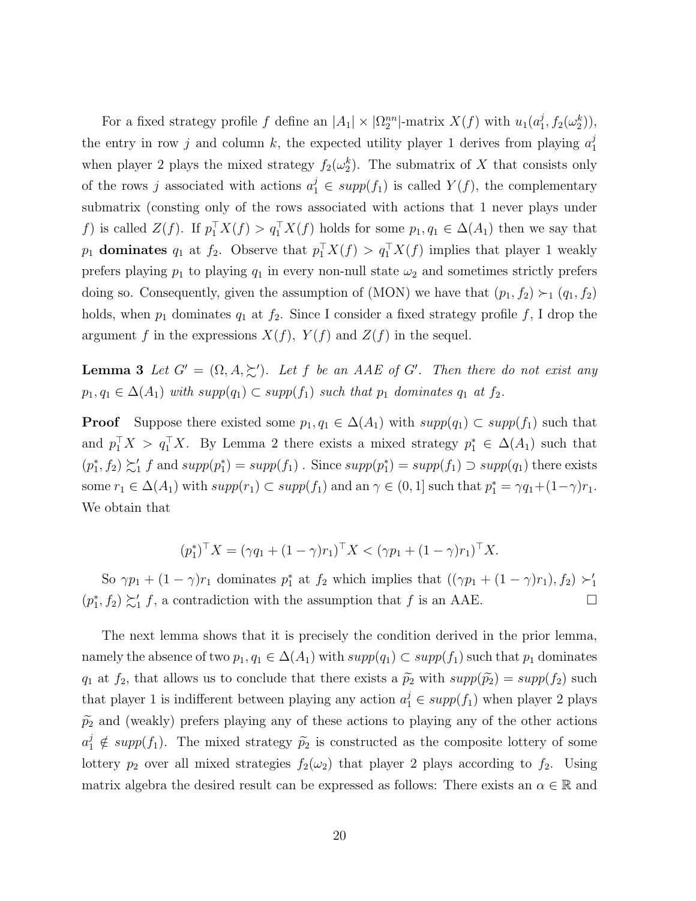For a fixed strategy profile $f$ define an $|A_1| \times |\Omega_2^{nn}|$-matrix $X(f)$ with $u_1(a_1^j, f_2(\omega_2^k))$, the entry in row $j$ and column $k$, the expected utility player 1 derives from playing $a_1^j$ when player 2 plays the mixed strategy $f_2(\omega_2^k)$. The submatrix of $X$ that consists only of the rows $j$ associated with actions $a_1^j \in supp(f_1)$ is called $Y(f)$, the complementary submatrix (consting only of the rows associated with actions that 1 never plays under $f$) is called $Z(f)$. If $p_1^\top X(f) > q_1^\top X(f)$ holds for some $p_1, q_1 \in \Delta(A_1)$ then we say that $p_1$ **dominates** $q_1$ at $f_2$. Observe that $p_1^\top X(f) > q_1^\top X(f)$ implies that player 1 weakly prefers playing $p_1$ to playing $q_1$ in every non-null state $\omega_2$ and sometimes strictly prefers doing so. Consequently, given the assumption of (MON) we have that $(p_1, f_2) \succ_1 (q_1, f_2)$ holds, when $p_1$ dominates $q_1$ at $f_2$. Since I consider a fixed strategy profile $f$, I drop the argument $f$ in the expressions $X(f)$, $Y(f)$ and $Z(f)$ in the sequel.

**Lemma 3** *Let $G' = (\Omega, A, \succsim')$. Let $f$ be an AAE of $G'$. Then there do not exist any $p_1, q_1 \in \Delta(A_1)$ with $supp(q_1) \subset supp(f_1)$ such that $p_1$ dominates $q_1$ at $f_2$.*

**Proof** Suppose there existed some $p_1, q_1 \in \Delta(A_1)$ with $supp(q_1) \subset supp(f_1)$ such that and $p_1^\top X > q_1^\top X$. By Lemma 2 there exists a mixed strategy $p_1^* \in \Delta(A_1)$ such that $(p_1^*, f_2) \succsim_1' f$ and $supp(p_1^*) = supp(f_1)$ . Since $supp(p_1^*) = supp(f_1) \supset supp(q_1)$ there exists some $r_1 \in \Delta(A_1)$ with $supp(r_1) \subset supp(f_1)$ and an $\gamma \in (0, 1]$ such that $p_1^* = \gamma q_1 + (1-\gamma) r_1$. We obtain that

$$(p_1^*)^\top X = (\gamma q_1 + (1-\gamma) r_1)^\top X < (\gamma p_1 + (1-\gamma) r_1)^\top X.$$

So $\gamma p_1 + (1-\gamma) r_1$ dominates $p_1^*$ at $f_2$ which implies that $((\gamma p_1 + (1-\gamma) r_1), f_2) \succ_1' (p_1^*, f_2) \succsim_1' f$, a contradiction with the assumption that $f$ is an AAE. $\square$

The next lemma shows that it is precisely the condition derived in the prior lemma, namely the absence of two $p_1, q_1 \in \Delta(A_1)$ with $supp(q_1) \subset supp(f_1)$ such that $p_1$ dominates $q_1$ at $f_2$, that allows us to conclude that there exists a $\widetilde{p}_2$ with $supp(\widetilde{p}_2) = supp(f_2)$ such that player 1 is indifferent between playing any action $a_1^j \in supp(f_1)$ when player 2 plays $\widetilde{p}_2$ and (weakly) prefers playing any of these actions to playing any of the other actions $a_1^j \notin supp(f_1)$. The mixed strategy $\widetilde{p}_2$ is constructed as the composite lottery of some lottery $p_2$ over all mixed strategies $f_2(\omega_2)$ that player 2 plays according to $f_2$. Using matrix algebra the desired result can be expressed as follows: There exists an $\alpha \in \mathbb{R}$ and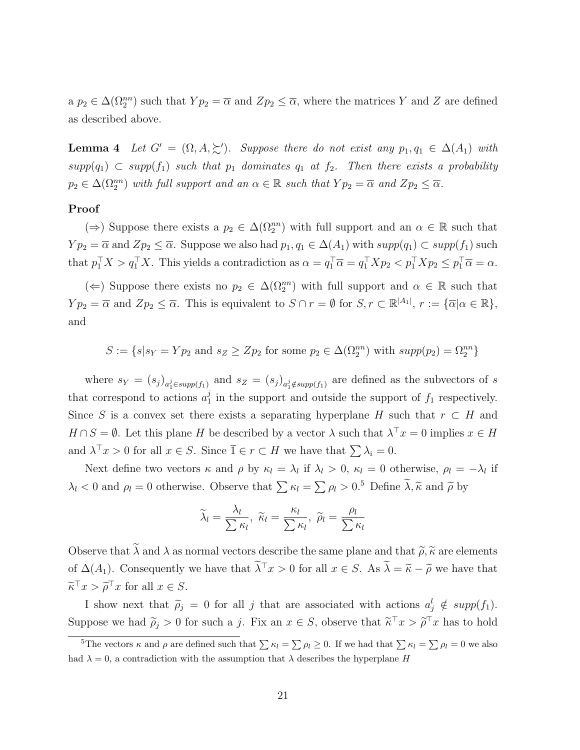a $p_2 \in \Delta(\Omega_2^{nn})$ such that $Yp_2 = \overline{\alpha}$ and $Zp_2 \leq \overline{\alpha}$, where the matrices $Y$ and $Z$ are defined as described above.

**Lemma 4** *Let $G' = (\Omega, A, \succsim')$. Suppose there do not exist any $p_1, q_1 \in \Delta(A_1)$ with $supp(q_1) \subset supp(f_1)$ such that $p_1$ dominates $q_1$ at $f_2$. Then there exists a probability $p_2 \in \Delta(\Omega_2^{nn})$ with full support and an $\alpha \in \mathbb{R}$ such that $Yp_2 = \overline{\alpha}$ and $Zp_2 \leq \overline{\alpha}$.*

**Proof**

($\Rightarrow$) Suppose there exists a $p_2 \in \Delta(\Omega_2^{nn})$ with full support and an $\alpha \in \mathbb{R}$ such that $Yp_2 = \overline{\alpha}$ and $Zp_2 \leq \overline{\alpha}$. Suppose we also had $p_1, q_1 \in \Delta(A_1)$ with $supp(q_1) \subset supp(f_1)$ such that $p_1^\top X > q_1^\top X$. This yields a contradiction as $\alpha = q_1^\top \overline{\alpha} = q_1^\top X p_2 < p_1^\top X p_2 \leq p_1^\top \overline{\alpha} = \alpha$.

($\Leftarrow$) Suppose there exists no $p_2 \in \Delta(\Omega_2^{nn})$ with full support and $\alpha \in \mathbb{R}$ such that $Yp_2 = \overline{\alpha}$ and $Zp_2 \leq \overline{\alpha}$. This is equivalent to $S \cap r = \emptyset$ for $S, r \subset \mathbb{R}^{|A_1|}$, $r := \{\overline{\alpha} | \alpha \in \mathbb{R}\}$, and

$$S := \{s | s_Y = Yp_2 \text{ and } s_Z \geq Zp_2 \text{ for some } p_2 \in \Delta(\Omega_2^{nn}) \text{ with } supp(p_2) = \Omega_2^{nn}\}$$

where $s_Y = (s_j)_{a_1^j \in supp(f_1)}$ and $s_Z = (s_j)_{a_1^j \notin supp(f_1)}$ are defined as the subvectors of $s$ that correspond to actions $a_1^j$ in the support and outside the support of $f_1$ respectively. Since $S$ is a convex set there exists a separating hyperplane $H$ such that $r \subset H$ and $H \cap S = \emptyset$. Let this plane $H$ be described by a vector $\lambda$ such that $\lambda^\top x = 0$ implies $x \in H$ and $\lambda^\top x > 0$ for all $x \in S$. Since $\overline{1} \in r \subset H$ we have that $\sum \lambda_i = 0$.

Next define two vectors $\kappa$ and $\rho$ by $\kappa_l = \lambda_l$ if $\lambda_l > 0$, $\kappa_l = 0$ otherwise, $\rho_l = -\lambda_l$ if $\lambda_l < 0$ and $\rho_l = 0$ otherwise. Observe that $\sum \kappa_l = \sum \rho_l > 0$.[5] Define $\widetilde{\lambda}, \widetilde{\kappa}$ and $\widetilde{\rho}$ by

$$\widetilde{\lambda}_l = \frac{\lambda_l}{\sum \kappa_l}, \ \widetilde{\kappa}_l = \frac{\kappa_l}{\sum \kappa_l}, \ \widetilde{\rho}_l = \frac{\rho_l}{\sum \kappa_l}$$

Observe that $\widetilde{\lambda}$ and $\lambda$ as normal vectors describe the same plane and that $\widetilde{\rho}, \widetilde{\kappa}$ are elements of $\Delta(A_1)$. Consequently we have that $\widetilde{\lambda}^\top x > 0$ for all $x \in S$. As $\widetilde{\lambda} = \widetilde{\kappa} - \widetilde{\rho}$ we have that $\widetilde{\kappa}^\top x > \widetilde{\rho}^\top x$ for all $x \in S$.

I show next that $\widetilde{\rho}_j = 0$ for all $j$ that are associated with actions $a_j^l \notin supp(f_1)$. Suppose we had $\widetilde{\rho}_j > 0$ for such a $j$. Fix an $x \in S$, observe that $\widetilde{\kappa}^\top x > \widetilde{\rho}^\top x$ has to hold

[5] The vectors $\kappa$ and $\rho$ are defined such that $\sum \kappa_l = \sum \rho_l \geq 0$. If we had that $\sum \kappa_l = \sum \rho_l = 0$ we also had $\lambda = 0$, a contradiction with the assumption that $\lambda$ describes the hyperplane $H$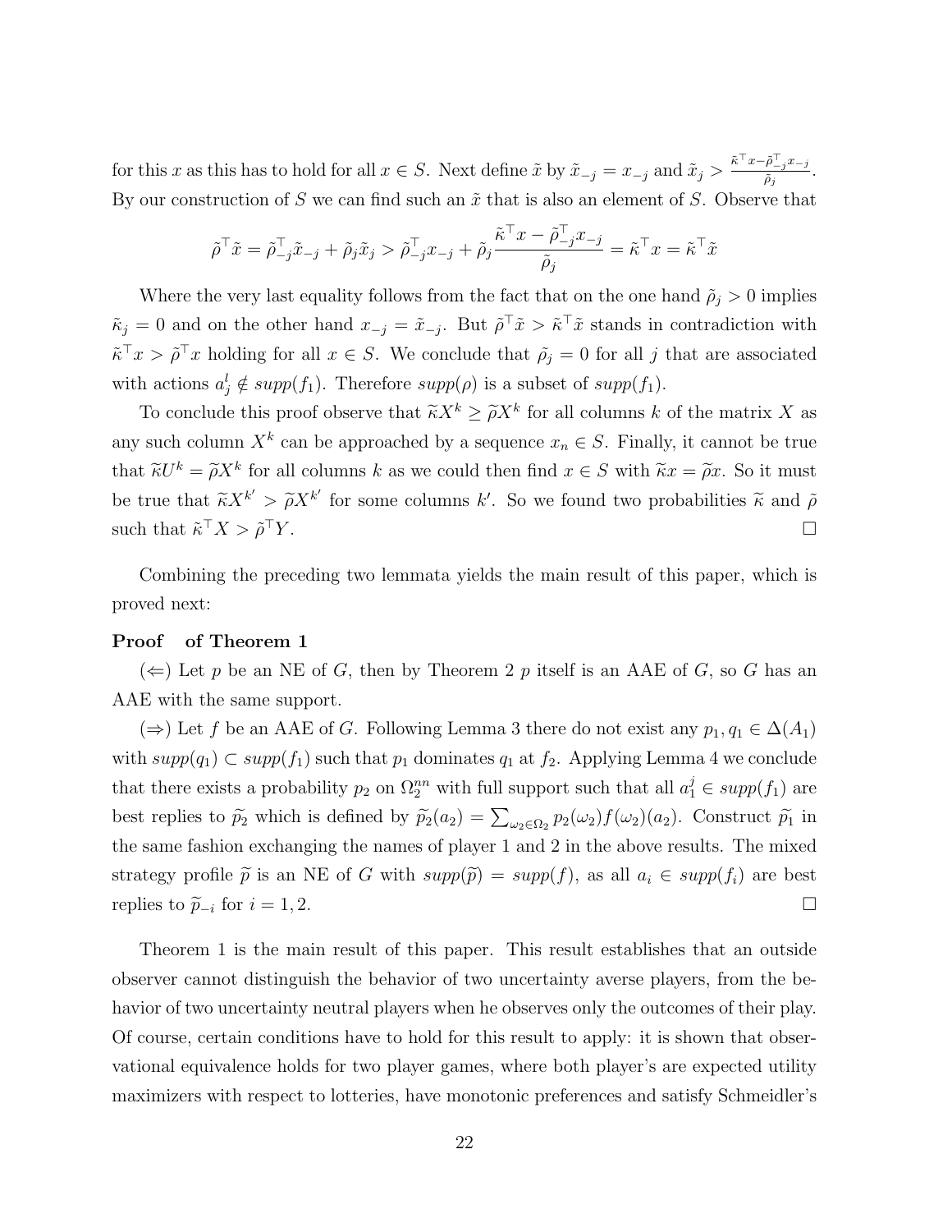for this $x$ as this has to hold for all $x \in S$. Next define $\tilde{x}$ by $\tilde{x}_{-j} = x_{-j}$ and $\tilde{x}_j > \frac{\tilde{\kappa}^\top x - \tilde{\rho}_{-j}^\top x_{-j}}{\tilde{\rho}_j}$. By our construction of $S$ we can find such an $\tilde{x}$ that is also an element of $S$. Observe that

$$\tilde{\rho}^\top \tilde{x} = \tilde{\rho}_{-j}^\top \tilde{x}_{-j} + \tilde{\rho}_j \tilde{x}_j > \tilde{\rho}_{-j}^\top x_{-j} + \tilde{\rho}_j \frac{\tilde{\kappa}^\top x - \tilde{\rho}_{-j}^\top x_{-j}}{\tilde{\rho}_j} = \tilde{\kappa}^\top x = \tilde{\kappa}^\top \tilde{x}$$

Where the very last equality follows from the fact that on the one hand $\tilde{\rho}_j > 0$ implies $\tilde{\kappa}_j = 0$ and on the other hand $x_{-j} = \tilde{x}_{-j}$. But $\tilde{\rho}^\top \tilde{x} > \tilde{\kappa}^\top \tilde{x}$ stands in contradiction with $\tilde{\kappa}^\top x > \tilde{\rho}^\top x$ holding for all $x \in S$. We conclude that $\tilde{\rho}_j = 0$ for all $j$ that are associated with actions $a_j^l \notin supp(f_1)$. Therefore $supp(\rho)$ is a subset of $supp(f_1)$.

To conclude this proof observe that $\widetilde{\kappa} X^k \geq \widetilde{\rho} X^k$ for all columns $k$ of the matrix $X$ as any such column $X^k$ can be approached by a sequence $x_n \in S$. Finally, it cannot be true that $\widetilde{\kappa} U^k = \widetilde{\rho} X^k$ for all columns $k$ as we could then find $x \in S$ with $\widetilde{\kappa} x = \widetilde{\rho} x$. So it must be true that $\widetilde{\kappa} X^{k'} > \widetilde{\rho} X^{k'}$ for some columns $k'$. So we found two probabilities $\widetilde{\kappa}$ and $\tilde{\rho}$ such that $\tilde{\kappa}^\top X > \tilde{\rho}^\top Y$. □

Combining the preceding two lemmata yields the main result of this paper, which is proved next:

**Proof of Theorem 1**

($\Leftarrow$) Let $p$ be an NE of $G$, then by Theorem 2 $p$ itself is an AAE of $G$, so $G$ has an AAE with the same support.

($\Rightarrow$) Let $f$ be an AAE of $G$. Following Lemma 3 there do not exist any $p_1, q_1 \in \Delta(A_1)$ with $supp(q_1) \subset supp(f_1)$ such that $p_1$ dominates $q_1$ at $f_2$. Applying Lemma 4 we conclude that there exists a probability $p_2$ on $\Omega_2^{nn}$ with full support such that all $a_1^j \in supp(f_1)$ are best replies to $\widetilde{p}_2$ which is defined by $\widetilde{p}_2(a_2) = \sum_{\omega_2 \in \Omega_2} p_2(\omega_2) f(\omega_2)(a_2)$. Construct $\widetilde{p}_1$ in the same fashion exchanging the names of player 1 and 2 in the above results. The mixed strategy profile $\widetilde{p}$ is an NE of $G$ with $supp(\widetilde{p}) = supp(f)$, as all $a_i \in supp(f_i)$ are best replies to $\widetilde{p}_{-i}$ for $i = 1, 2$. □

Theorem 1 is the main result of this paper. This result establishes that an outside observer cannot distinguish the behavior of two uncertainty averse players, from the behavior of two uncertainty neutral players when he observes only the outcomes of their play. Of course, certain conditions have to hold for this result to apply: it is shown that observational equivalence holds for two player games, where both player's are expected utility maximizers with respect to lotteries, have monotonic preferences and satisfy Schmeidler's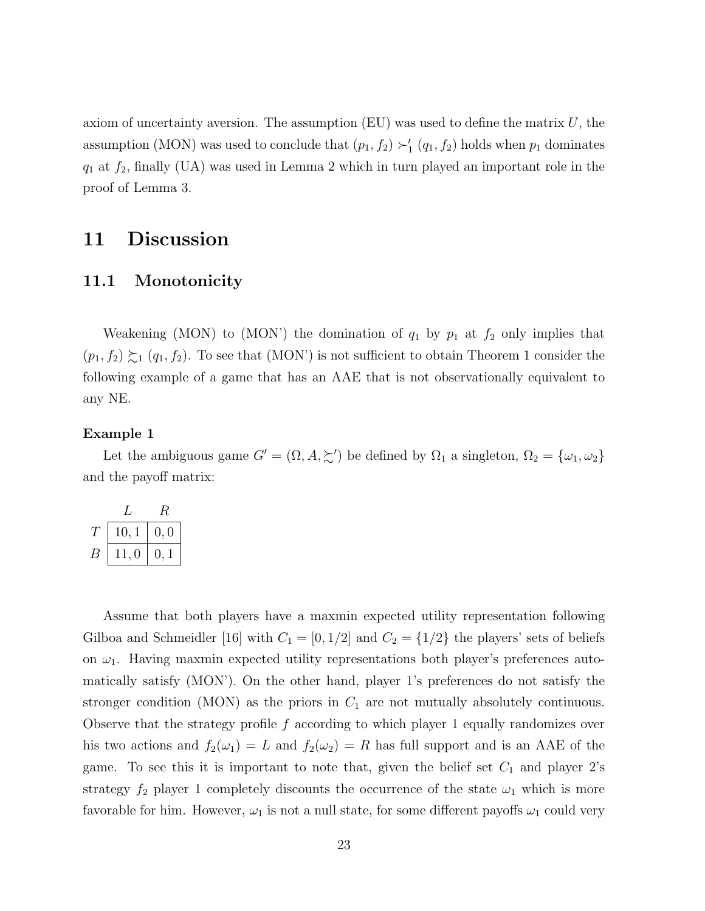axiom of uncertainty aversion. The assumption (EU) was used to define the matrix $U$, the assumption (MON) was used to conclude that $(p_1, f_2) \succ_1' (q_1, f_2)$ holds when $p_1$ dominates $q_1$ at $f_2$, finally (UA) was used in Lemma 2 which in turn played an important role in the proof of Lemma 3.

# 11 Discussion

## 11.1 Monotonicity

Weakening (MON) to (MON') the domination of $q_1$ by $p_1$ at $f_2$ only implies that $(p_1, f_2) \succsim_1 (q_1, f_2)$. To see that (MON') is not sufficient to obtain Theorem 1 consider the following example of a game that has an AAE that is not observationally equivalent to any NE.

**Example 1**

Let the ambiguous game $G' = (\Omega, A, \succsim')$ be defined by $\Omega_1$ a singleton, $\Omega_2 = \{\omega_1, \omega_2\}$ and the payoff matrix:

| | $L$ | $R$ |
|---|---|---|
| $T$ | $10, 1$ | $0, 0$ |
| $B$ | $11, 0$ | $0, 1$ |

Assume that both players have a maxmin expected utility representation following Gilboa and Schmeidler [16] with $C_1 = [0, 1/2]$ and $C_2 = \{1/2\}$ the players' sets of beliefs on $\omega_1$. Having maxmin expected utility representations both player's preferences automatically satisfy (MON'). On the other hand, player 1's preferences do not satisfy the stronger condition (MON) as the priors in $C_1$ are not mutually absolutely continuous. Observe that the strategy profile $f$ according to which player 1 equally randomizes over his two actions and $f_2(\omega_1) = L$ and $f_2(\omega_2) = R$ has full support and is an AAE of the game. To see this it is important to note that, given the belief set $C_1$ and player 2's strategy $f_2$ player 1 completely discounts the occurrence of the state $\omega_1$ which is more favorable for him. However, $\omega_1$ is not a null state, for some different payoffs $\omega_1$ could very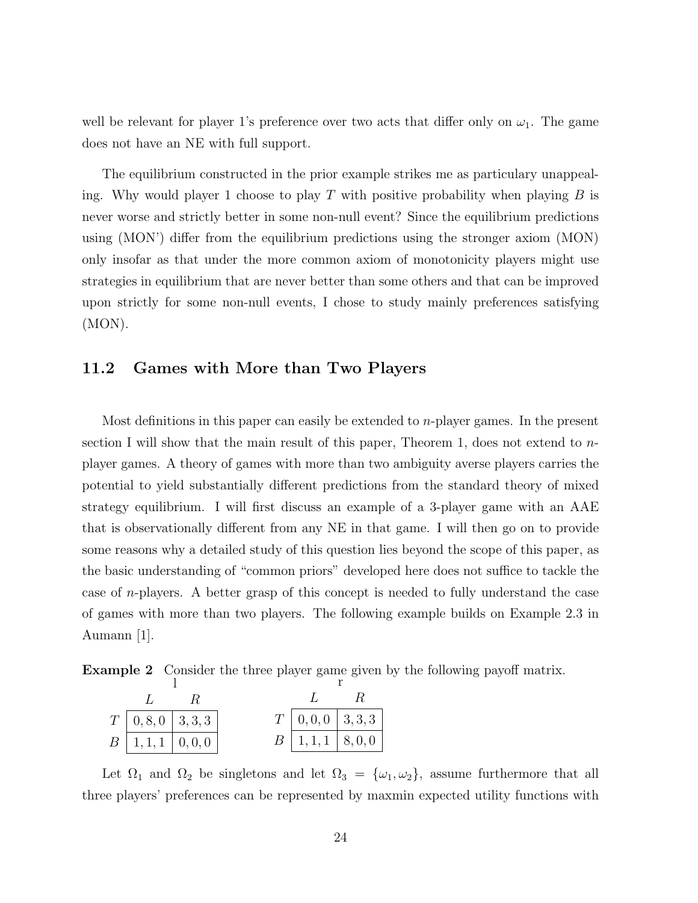well be relevant for player 1's preference over two acts that differ only on $\omega_1$. The game does not have an NE with full support.

The equilibrium constructed in the prior example strikes me as particulary unappealing. Why would player 1 choose to play $T$ with positive probability when playing $B$ is never worse and strictly better in some non-null event? Since the equilibrium predictions using (MON') differ from the equilibrium predictions using the stronger axiom (MON) only insofar as that under the more common axiom of monotonicity players might use strategies in equilibrium that are never better than some others and that can be improved upon strictly for some non-null events, I chose to study mainly preferences satisfying (MON).

## 11.2 Games with More than Two Players

Most definitions in this paper can easily be extended to $n$-player games. In the present section I will show that the main result of this paper, Theorem 1, does not extend to $n$-player games. A theory of games with more than two ambiguity averse players carries the potential to yield substantially different predictions from the standard theory of mixed strategy equilibrium. I will first discuss an example of a 3-player game with an AAE that is observationally different from any NE in that game. I will then go on to provide some reasons why a detailed study of this question lies beyond the scope of this paper, as the basic understanding of "common priors" developed here does not suffice to tackle the case of $n$-players. A better grasp of this concept is needed to fully understand the case of games with more than two players. The following example builds on Example 2.3 in Aumann [1].

**Example 2** Consider the three player game given by the following payoff matrix.

l

| | $L$ | $R$ |
|---|---|---|
| $T$ | $0, 8, 0$ | $3, 3, 3$ |
| $B$ | $1, 1, 1$ | $0, 0, 0$ |

r

| | $L$ | $R$ |
|---|---|---|
| $T$ | $0, 0, 0$ | $3, 3, 3$ |
| $B$ | $1, 1, 1$ | $8, 0, 0$ |

Let $\Omega_1$ and $\Omega_2$ be singletons and let $\Omega_3 = \{\omega_1, \omega_2\}$, assume furthermore that all three players' preferences can be represented by maxmin expected utility functions with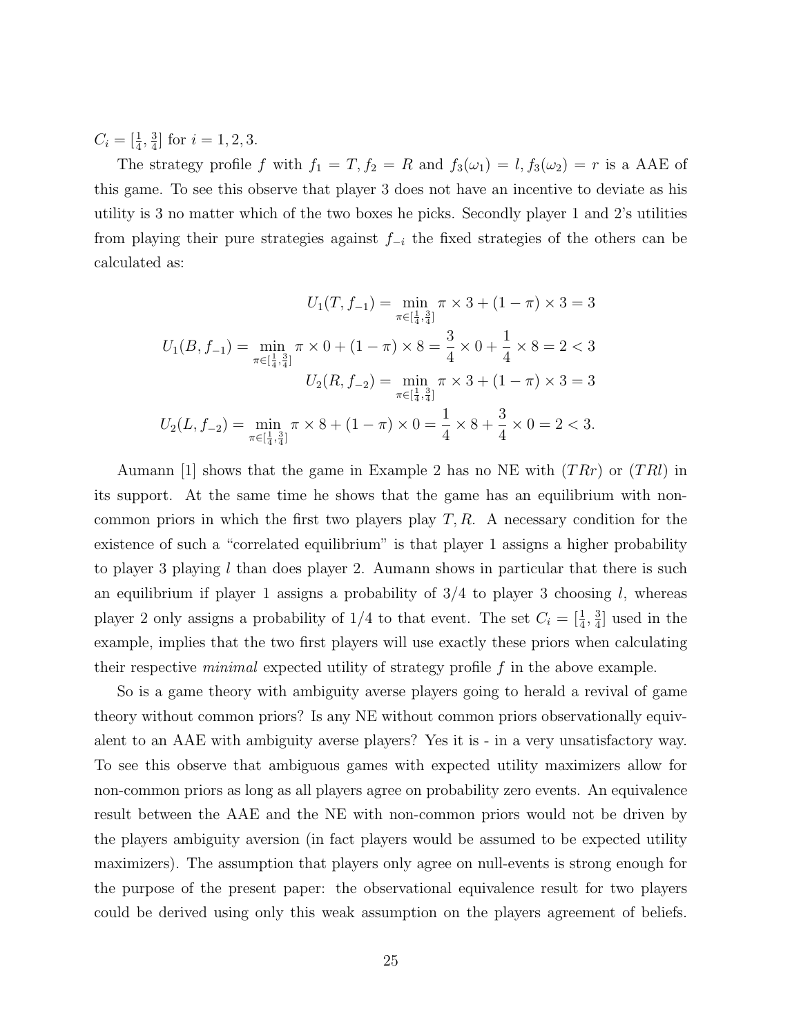$C_i = [\frac{1}{4}, \frac{3}{4}]$ for $i = 1, 2, 3$.

The strategy profile $f$ with $f_1 = T$, $f_2 = R$ and $f_3(\omega_1) = l$, $f_3(\omega_2) = r$ is a AAE of this game. To see this observe that player 3 does not have an incentive to deviate as his utility is 3 no matter which of the two boxes he picks. Secondly player 1 and 2's utilities from playing their pure strategies against $f_{-i}$ the fixed strategies of the others can be calculated as:

$$U_1(T, f_{-1}) = \min_{\pi \in [\frac{1}{4}, \frac{3}{4}]} \pi \times 3 + (1 - \pi) \times 3 = 3$$

$$U_1(B, f_{-1}) = \min_{\pi \in [\frac{1}{4}, \frac{3}{4}]} \pi \times 0 + (1 - \pi) \times 8 = \frac{3}{4} \times 0 + \frac{1}{4} \times 8 = 2 < 3$$

$$U_2(R, f_{-2}) = \min_{\pi \in [\frac{1}{4}, \frac{3}{4}]} \pi \times 3 + (1 - \pi) \times 3 = 3$$

$$U_2(L, f_{-2}) = \min_{\pi \in [\frac{1}{4}, \frac{3}{4}]} \pi \times 8 + (1 - \pi) \times 0 = \frac{1}{4} \times 8 + \frac{3}{4} \times 0 = 2 < 3.$$

Aumann [1] shows that the game in Example 2 has no NE with $(TRr)$ or $(TRl)$ in its support. At the same time he shows that the game has an equilibrium with non-common priors in which the first two players play $T, R$. A necessary condition for the existence of such a "correlated equilibrium" is that player 1 assigns a higher probability to player 3 playing $l$ than does player 2. Aumann shows in particular that there is such an equilibrium if player 1 assigns a probability of $3/4$ to player 3 choosing $l$, whereas player 2 only assigns a probability of $1/4$ to that event. The set $C_i = [\frac{1}{4}, \frac{3}{4}]$ used in the example, implies that the two first players will use exactly these priors when calculating their respective *minimal* expected utility of strategy profile $f$ in the above example.

So is a game theory with ambiguity averse players going to herald a revival of game theory without common priors? Is any NE without common priors observationally equivalent to an AAE with ambiguity averse players? Yes it is - in a very unsatisfactory way. To see this observe that ambiguous games with expected utility maximizers allow for non-common priors as long as all players agree on probability zero events. An equivalence result between the AAE and the NE with non-common priors would not be driven by the players ambiguity aversion (in fact players would be assumed to be expected utility maximizers). The assumption that players only agree on null-events is strong enough for the purpose of the present paper: the observational equivalence result for two players could be derived using only this weak assumption on the players agreement of beliefs.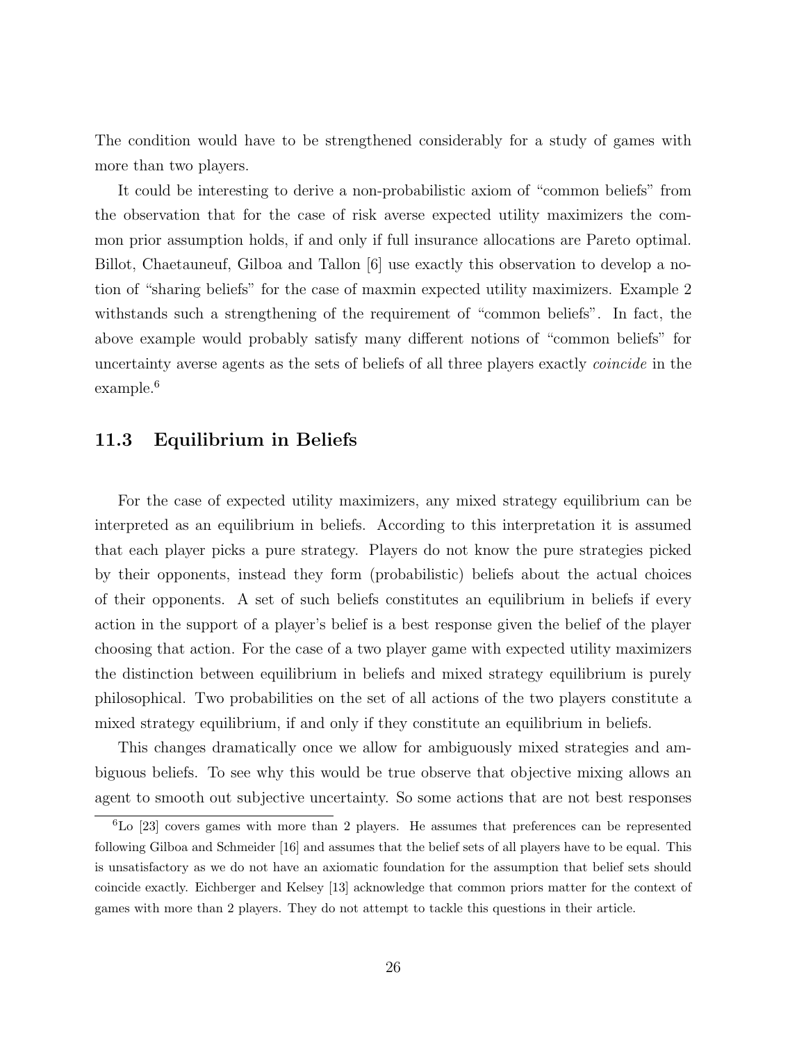The condition would have to be strengthened considerably for a study of games with more than two players.

It could be interesting to derive a non-probabilistic axiom of "common beliefs" from the observation that for the case of risk averse expected utility maximizers the common prior assumption holds, if and only if full insurance allocations are Pareto optimal. Billot, Chaetauneuf, Gilboa and Tallon [6] use exactly this observation to develop a notion of "sharing beliefs" for the case of maxmin expected utility maximizers. Example 2 withstands such a strengthening of the requirement of "common beliefs". In fact, the above example would probably satisfy many different notions of "common beliefs" for uncertainty averse agents as the sets of beliefs of all three players exactly *coincide* in the example.[6]

## 11.3 Equilibrium in Beliefs

For the case of expected utility maximizers, any mixed strategy equilibrium can be interpreted as an equilibrium in beliefs. According to this interpretation it is assumed that each player picks a pure strategy. Players do not know the pure strategies picked by their opponents, instead they form (probabilistic) beliefs about the actual choices of their opponents. A set of such beliefs constitutes an equilibrium in beliefs if every action in the support of a player's belief is a best response given the belief of the player choosing that action. For the case of a two player game with expected utility maximizers the distinction between equilibrium in beliefs and mixed strategy equilibrium is purely philosophical. Two probabilities on the set of all actions of the two players constitute a mixed strategy equilibrium, if and only if they constitute an equilibrium in beliefs.

This changes dramatically once we allow for ambiguously mixed strategies and ambiguous beliefs. To see why this would be true observe that objective mixing allows an agent to smooth out subjective uncertainty. So some actions that are not best responses

[6] Lo [23] covers games with more than 2 players. He assumes that preferences can be represented following Gilboa and Schmeider [16] and assumes that the belief sets of all players have to be equal. This is unsatisfactory as we do not have an axiomatic foundation for the assumption that belief sets should coincide exactly. Eichberger and Kelsey [13] acknowledge that common priors matter for the context of games with more than 2 players. They do not attempt to tackle this questions in their article.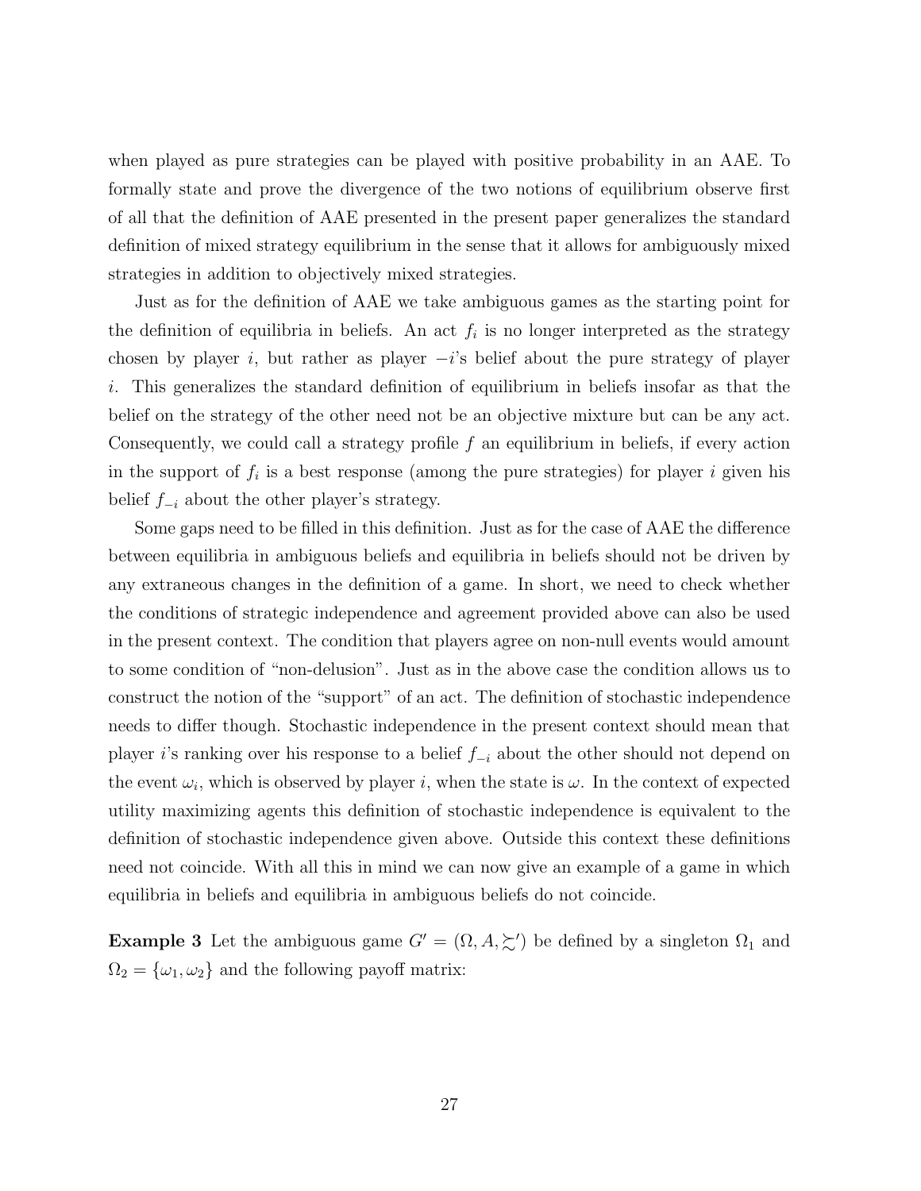when played as pure strategies can be played with positive probability in an AAE. To formally state and prove the divergence of the two notions of equilibrium observe first of all that the definition of AAE presented in the present paper generalizes the standard definition of mixed strategy equilibrium in the sense that it allows for ambiguously mixed strategies in addition to objectively mixed strategies.

Just as for the definition of AAE we take ambiguous games as the starting point for the definition of equilibria in beliefs. An act $f_i$ is no longer interpreted as the strategy chosen by player $i$, but rather as player $-i$'s belief about the pure strategy of player $i$. This generalizes the standard definition of equilibrium in beliefs insofar as that the belief on the strategy of the other need not be an objective mixture but can be any act. Consequently, we could call a strategy profile $f$ an equilibrium in beliefs, if every action in the support of $f_i$ is a best response (among the pure strategies) for player $i$ given his belief $f_{-i}$ about the other player's strategy.

Some gaps need to be filled in this definition. Just as for the case of AAE the difference between equilibria in ambiguous beliefs and equilibria in beliefs should not be driven by any extraneous changes in the definition of a game. In short, we need to check whether the conditions of strategic independence and agreement provided above can also be used in the present context. The condition that players agree on non-null events would amount to some condition of "non-delusion". Just as in the above case the condition allows us to construct the notion of the "support" of an act. The definition of stochastic independence needs to differ though. Stochastic independence in the present context should mean that player $i$'s ranking over his response to a belief $f_{-i}$ about the other should not depend on the event $\omega_i$, which is observed by player $i$, when the state is $\omega$. In the context of expected utility maximizing agents this definition of stochastic independence is equivalent to the definition of stochastic independence given above. Outside this context these definitions need not coincide. With all this in mind we can now give an example of a game in which equilibria in beliefs and equilibria in ambiguous beliefs do not coincide.

**Example 3** Let the ambiguous game $G' = (\Omega, A, \succsim')$ be defined by a singleton $\Omega_1$ and $\Omega_2 = \{\omega_1, \omega_2\}$ and the following payoff matrix: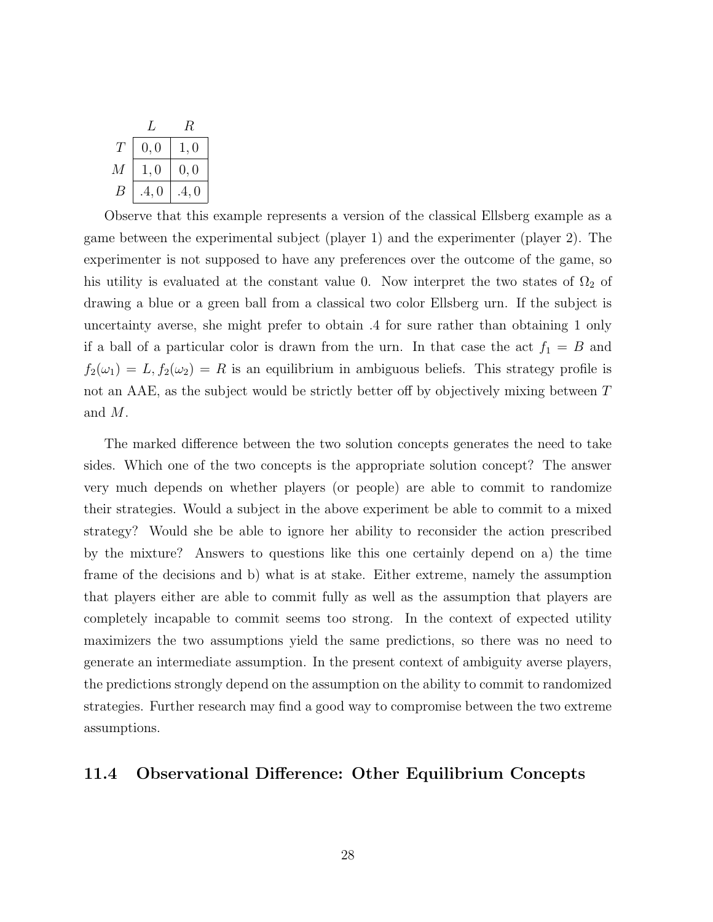|  | $L$ | $R$ |
|---|---|---|
| $T$ | $0, 0$ | $1, 0$ |
| $M$ | $1, 0$ | $0, 0$ |
| $B$ | $.4, 0$ | $.4, 0$ |

Observe that this example represents a version of the classical Ellsberg example as a game between the experimental subject (player 1) and the experimenter (player 2). The experimenter is not supposed to have any preferences over the outcome of the game, so his utility is evaluated at the constant value 0. Now interpret the two states of $\Omega_2$ of drawing a blue or a green ball from a classical two color Ellsberg urn. If the subject is uncertainty averse, she might prefer to obtain .4 for sure rather than obtaining 1 only if a ball of a particular color is drawn from the urn. In that case the act $f_1 = B$ and $f_2(\omega_1) = L, f_2(\omega_2) = R$ is an equilibrium in ambiguous beliefs. This strategy profile is not an AAE, as the subject would be strictly better off by objectively mixing between $T$ and $M$.

The marked difference between the two solution concepts generates the need to take sides. Which one of the two concepts is the appropriate solution concept? The answer very much depends on whether players (or people) are able to commit to randomize their strategies. Would a subject in the above experiment be able to commit to a mixed strategy? Would she be able to ignore her ability to reconsider the action prescribed by the mixture? Answers to questions like this one certainly depend on a) the time frame of the decisions and b) what is at stake. Either extreme, namely the assumption that players either are able to commit fully as well as the assumption that players are completely incapable to commit seems too strong. In the context of expected utility maximizers the two assumptions yield the same predictions, so there was no need to generate an intermediate assumption. In the present context of ambiguity averse players, the predictions strongly depend on the assumption on the ability to commit to randomized strategies. Further research may find a good way to compromise between the two extreme assumptions.

## 11.4 Observational Difference: Other Equilibrium Concepts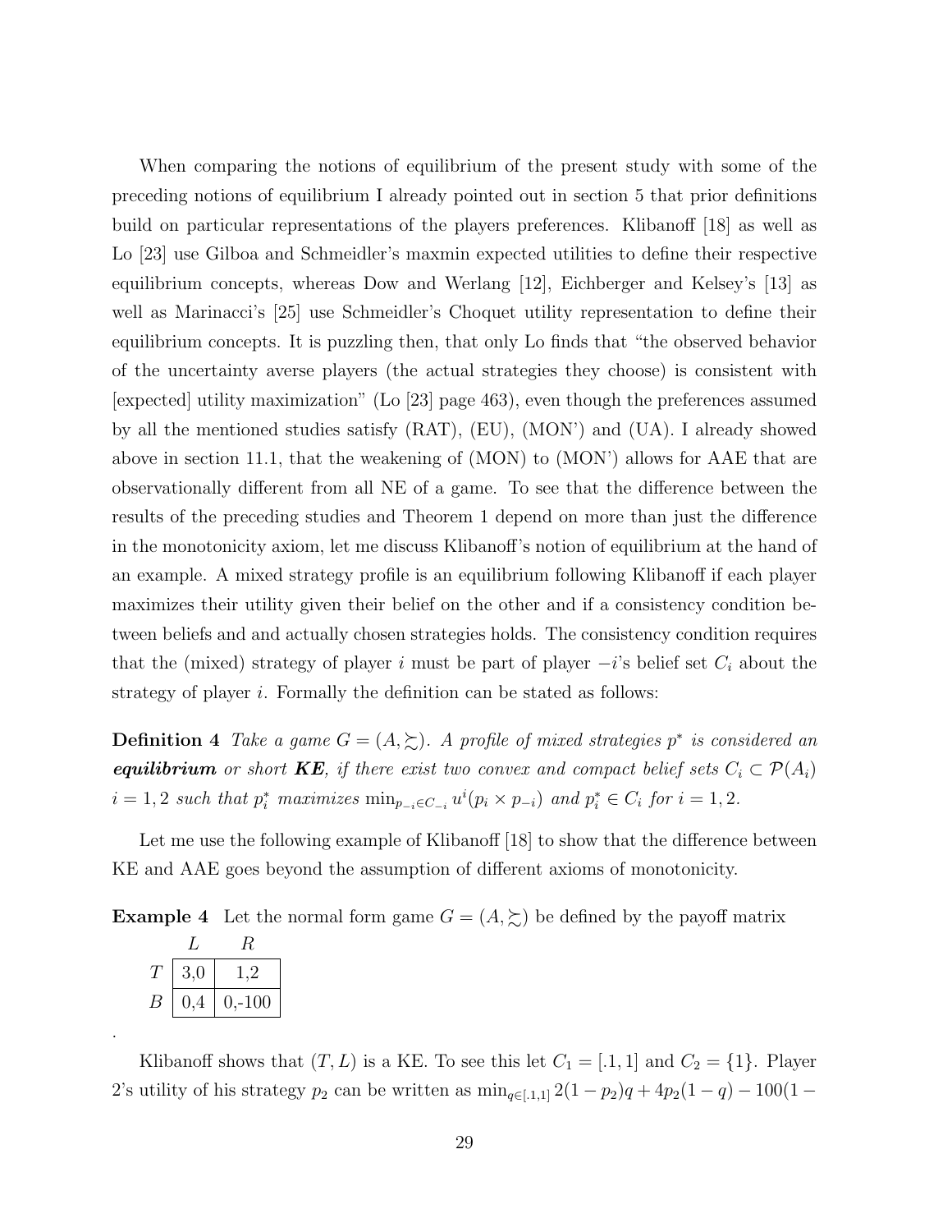When comparing the notions of equilibrium of the present study with some of the preceding notions of equilibrium I already pointed out in section 5 that prior definitions build on particular representations of the players preferences. Klibanoff [18] as well as Lo [23] use Gilboa and Schmeidler's maxmin expected utilities to define their respective equilibrium concepts, whereas Dow and Werlang [12], Eichberger and Kelsey's [13] as well as Marinacci's [25] use Schmeidler's Choquet utility representation to define their equilibrium concepts. It is puzzling then, that only Lo finds that "the observed behavior of the uncertainty averse players (the actual strategies they choose) is consistent with [expected] utility maximization" (Lo [23] page 463), even though the preferences assumed by all the mentioned studies satisfy (RAT), (EU), (MON') and (UA). I already showed above in section 11.1, that the weakening of (MON) to (MON') allows for AAE that are observationally different from all NE of a game. To see that the difference between the results of the preceding studies and Theorem 1 depend on more than just the difference in the monotonicity axiom, let me discuss Klibanoff's notion of equilibrium at the hand of an example. A mixed strategy profile is an equilibrium following Klibanoff if each player maximizes their utility given their belief on the other and if a consistency condition between beliefs and and actually chosen strategies holds. The consistency condition requires that the (mixed) strategy of player $i$ must be part of player $-i$'s belief set $C_i$ about the strategy of player $i$. Formally the definition can be stated as follows:

**Definition 4** *Take a game $G = (A, \succsim)$. A profile of mixed strategies $p^*$ is considered an* ***equilibrium*** *or short* ***KE****, if there exist two convex and compact belief sets $C_i \subset \mathcal{P}(A_i)$ $i = 1, 2$ such that $p_i^*$ maximizes $\min_{p_{-i} \in C_{-i}} u^i(p_i \times p_{-i})$ and $p_i^* \in C_i$ for $i = 1, 2$.*

Let me use the following example of Klibanoff [18] to show that the difference between KE and AAE goes beyond the assumption of different axioms of monotonicity.

**Example 4** Let the normal form game $G = (A, \succsim)$ be defined by the payoff matrix

| | $L$ | $R$ |
|---|---|---|
| $T$ | 3,0 | 1,2 |
| $B$ | 0,4 | 0,-100 |

.

Klibanoff shows that $(T, L)$ is a KE. To see this let $C_1 = [.1, 1]$ and $C_2 = \{1\}$. Player 2's utility of his strategy $p_2$ can be written as $\min_{q \in [.1,1]} 2(1 - p_2)q + 4p_2(1 - q) - 100(1 -$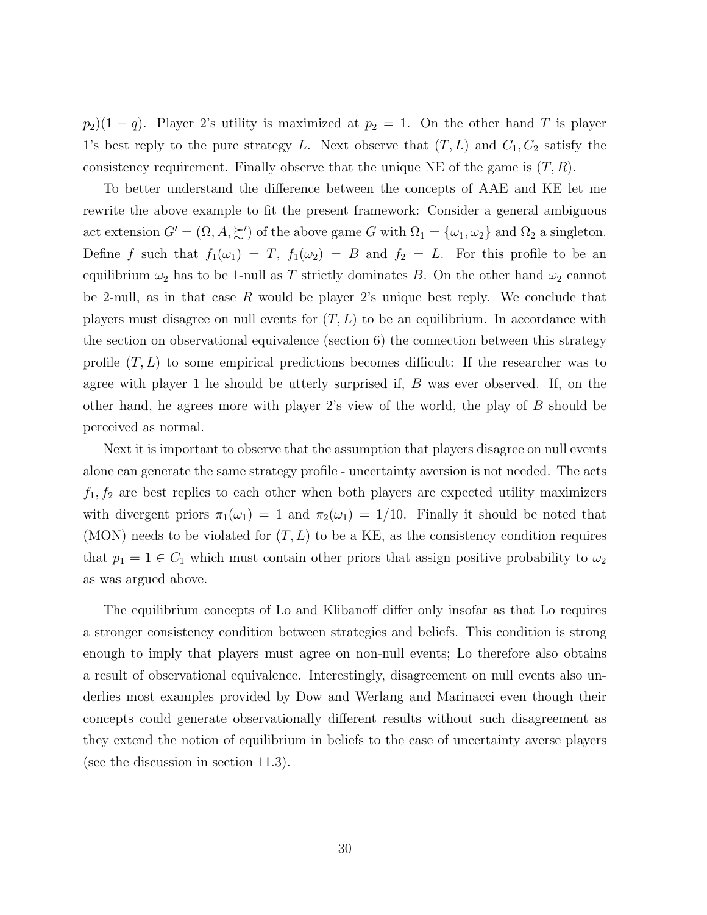$p_2)(1-q)$. Player 2's utility is maximized at $p_2 = 1$. On the other hand $T$ is player 1's best reply to the pure strategy $L$. Next observe that $(T, L)$ and $C_1, C_2$ satisfy the consistency requirement. Finally observe that the unique NE of the game is $(T, R)$.

To better understand the difference between the concepts of AAE and KE let me rewrite the above example to fit the present framework: Consider a general ambiguous act extension $G' = (\Omega, A, \succsim')$ of the above game $G$ with $\Omega_1 = \{\omega_1, \omega_2\}$ and $\Omega_2$ a singleton. Define $f$ such that $f_1(\omega_1) = T$, $f_1(\omega_2) = B$ and $f_2 = L$. For this profile to be an equilibrium $\omega_2$ has to be 1-null as $T$ strictly dominates $B$. On the other hand $\omega_2$ cannot be 2-null, as in that case $R$ would be player 2's unique best reply. We conclude that players must disagree on null events for $(T, L)$ to be an equilibrium. In accordance with the section on observational equivalence (section 6) the connection between this strategy profile $(T, L)$ to some empirical predictions becomes difficult: If the researcher was to agree with player 1 he should be utterly surprised if, $B$ was ever observed. If, on the other hand, he agrees more with player 2's view of the world, the play of $B$ should be perceived as normal.

Next it is important to observe that the assumption that players disagree on null events alone can generate the same strategy profile - uncertainty aversion is not needed. The acts $f_1, f_2$ are best replies to each other when both players are expected utility maximizers with divergent priors $\pi_1(\omega_1) = 1$ and $\pi_2(\omega_1) = 1/10$. Finally it should be noted that (MON) needs to be violated for $(T, L)$ to be a KE, as the consistency condition requires that $p_1 = 1 \in C_1$ which must contain other priors that assign positive probability to $\omega_2$ as was argued above.

The equilibrium concepts of Lo and Klibanoff differ only insofar as that Lo requires a stronger consistency condition between strategies and beliefs. This condition is strong enough to imply that players must agree on non-null events; Lo therefore also obtains a result of observational equivalence. Interestingly, disagreement on null events also underlies most examples provided by Dow and Werlang and Marinacci even though their concepts could generate observationally different results without such disagreement as they extend the notion of equilibrium in beliefs to the case of uncertainty averse players (see the discussion in section 11.3).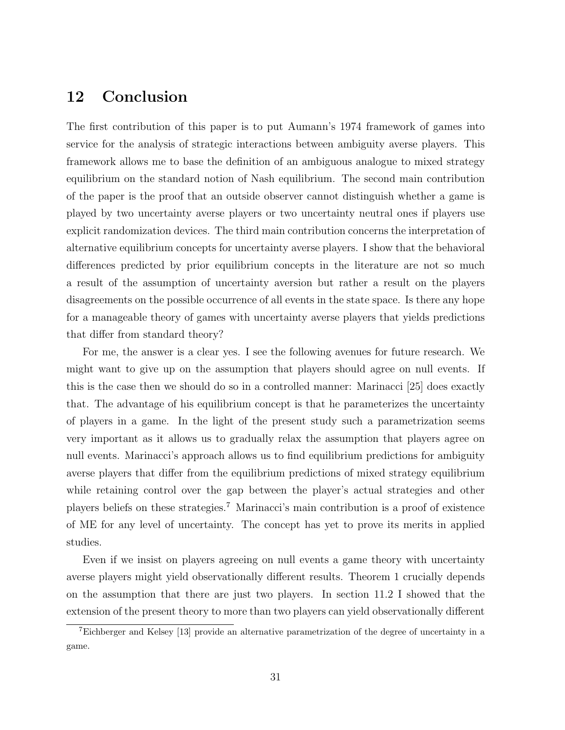## 12 Conclusion

The first contribution of this paper is to put Aumann's 1974 framework of games into service for the analysis of strategic interactions between ambiguity averse players. This framework allows me to base the definition of an ambiguous analogue to mixed strategy equilibrium on the standard notion of Nash equilibrium. The second main contribution of the paper is the proof that an outside observer cannot distinguish whether a game is played by two uncertainty averse players or two uncertainty neutral ones if players use explicit randomization devices. The third main contribution concerns the interpretation of alternative equilibrium concepts for uncertainty averse players. I show that the behavioral differences predicted by prior equilibrium concepts in the literature are not so much a result of the assumption of uncertainty aversion but rather a result on the players disagreements on the possible occurrence of all events in the state space. Is there any hope for a manageable theory of games with uncertainty averse players that yields predictions that differ from standard theory?

For me, the answer is a clear yes. I see the following avenues for future research. We might want to give up on the assumption that players should agree on null events. If this is the case then we should do so in a controlled manner: Marinacci [25] does exactly that. The advantage of his equilibrium concept is that he parameterizes the uncertainty of players in a game. In the light of the present study such a parametrization seems very important as it allows us to gradually relax the assumption that players agree on null events. Marinacci's approach allows us to find equilibrium predictions for ambiguity averse players that differ from the equilibrium predictions of mixed strategy equilibrium while retaining control over the gap between the player's actual strategies and other players beliefs on these strategies.[7] Marinacci's main contribution is a proof of existence of ME for any level of uncertainty. The concept has yet to prove its merits in applied studies.

Even if we insist on players agreeing on null events a game theory with uncertainty averse players might yield observationally different results. Theorem 1 crucially depends on the assumption that there are just two players. In section 11.2 I showed that the extension of the present theory to more than two players can yield observationally different

[7] Eichberger and Kelsey [13] provide an alternative parametrization of the degree of uncertainty in a game.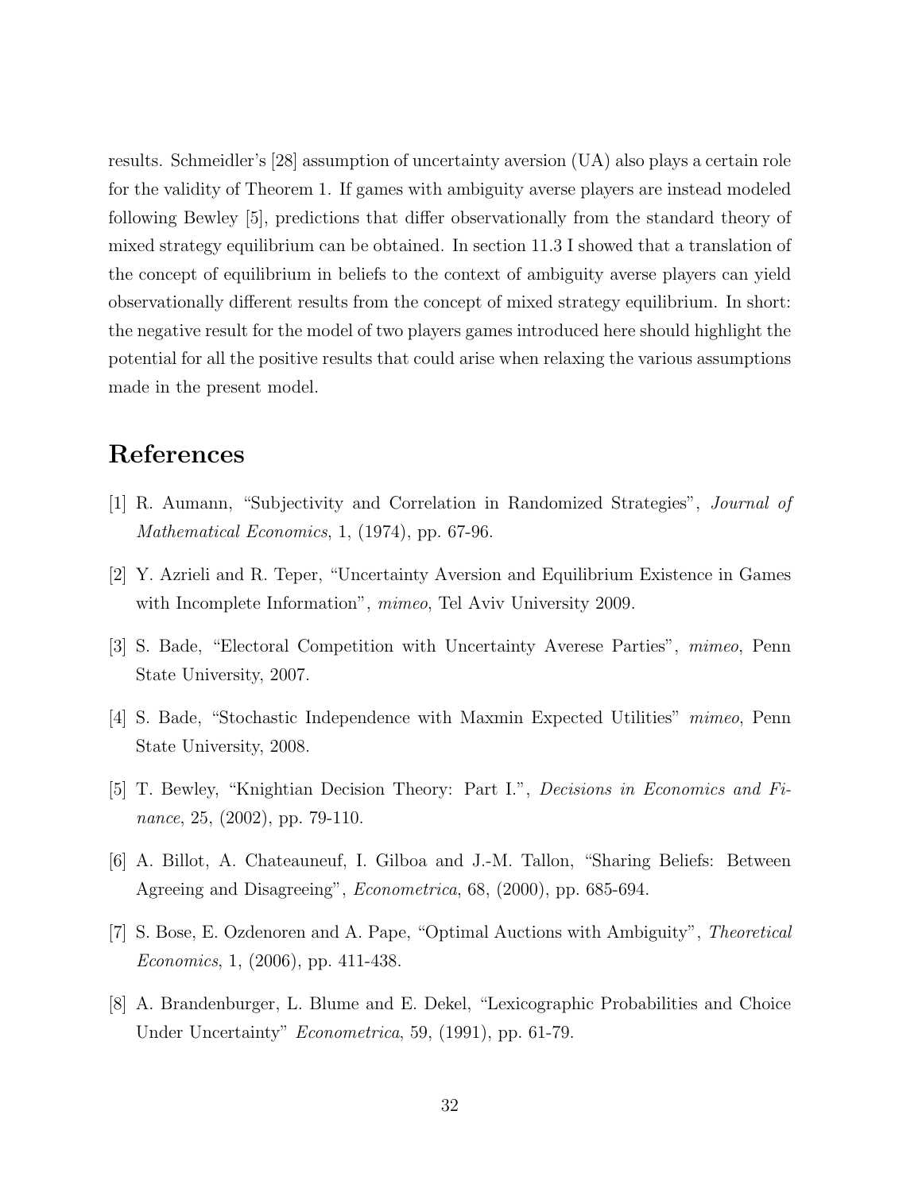results. Schmeidler's [28] assumption of uncertainty aversion (UA) also plays a certain role for the validity of Theorem 1. If games with ambiguity averse players are instead modeled following Bewley [5], predictions that differ observationally from the standard theory of mixed strategy equilibrium can be obtained. In section 11.3 I showed that a translation of the concept of equilibrium in beliefs to the context of ambiguity averse players can yield observationally different results from the concept of mixed strategy equilibrium. In short: the negative result for the model of two players games introduced here should highlight the potential for all the positive results that could arise when relaxing the various assumptions made in the present model.

# References

[1] R. Aumann, "Subjectivity and Correlation in Randomized Strategies", *Journal of Mathematical Economics*, 1, (1974), pp. 67-96.

[2] Y. Azrieli and R. Teper, "Uncertainty Aversion and Equilibrium Existence in Games with Incomplete Information", *mimeo*, Tel Aviv University 2009.

[3] S. Bade, "Electoral Competition with Uncertainty Averese Parties", *mimeo*, Penn State University, 2007.

[4] S. Bade, "Stochastic Independence with Maxmin Expected Utilities" *mimeo*, Penn State University, 2008.

[5] T. Bewley, "Knightian Decision Theory: Part I.", *Decisions in Economics and Finance*, 25, (2002), pp. 79-110.

[6] A. Billot, A. Chateauneuf, I. Gilboa and J.-M. Tallon, "Sharing Beliefs: Between Agreeing and Disagreeing", *Econometrica*, 68, (2000), pp. 685-694.

[7] S. Bose, E. Ozdenoren and A. Pape, "Optimal Auctions with Ambiguity", *Theoretical Economics*, 1, (2006), pp. 411-438.

[8] A. Brandenburger, L. Blume and E. Dekel, "Lexicographic Probabilities and Choice Under Uncertainty" *Econometrica*, 59, (1991), pp. 61-79.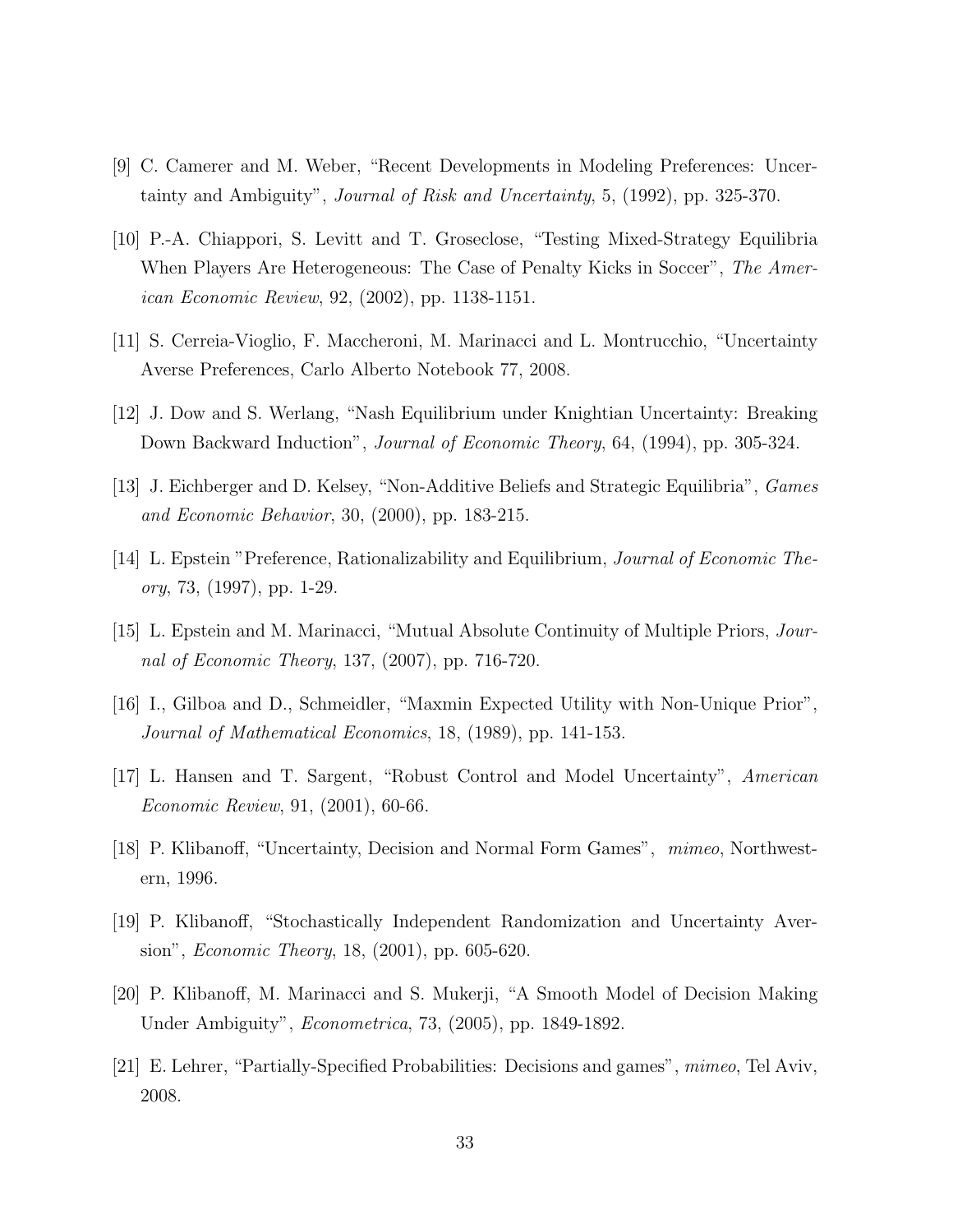[9] C. Camerer and M. Weber, "Recent Developments in Modeling Preferences: Uncertainty and Ambiguity", *Journal of Risk and Uncertainty*, 5, (1992), pp. 325-370.

[10] P.-A. Chiappori, S. Levitt and T. Groseclose, "Testing Mixed-Strategy Equilibria When Players Are Heterogeneous: The Case of Penalty Kicks in Soccer", *The American Economic Review*, 92, (2002), pp. 1138-1151.

[11] S. Cerreia-Vioglio, F. Maccheroni, M. Marinacci and L. Montrucchio, "Uncertainty Averse Preferences, Carlo Alberto Notebook 77, 2008.

[12] J. Dow and S. Werlang, "Nash Equilibrium under Knightian Uncertainty: Breaking Down Backward Induction", *Journal of Economic Theory*, 64, (1994), pp. 305-324.

[13] J. Eichberger and D. Kelsey, "Non-Additive Beliefs and Strategic Equilibria", *Games and Economic Behavior*, 30, (2000), pp. 183-215.

[14] L. Epstein "Preference, Rationalizability and Equilibrium, *Journal of Economic Theory*, 73, (1997), pp. 1-29.

[15] L. Epstein and M. Marinacci, "Mutual Absolute Continuity of Multiple Priors, *Journal of Economic Theory*, 137, (2007), pp. 716-720.

[16] I., Gilboa and D., Schmeidler, "Maxmin Expected Utility with Non-Unique Prior", *Journal of Mathematical Economics*, 18, (1989), pp. 141-153.

[17] L. Hansen and T. Sargent, "Robust Control and Model Uncertainty", *American Economic Review*, 91, (2001), 60-66.

[18] P. Klibanoff, "Uncertainty, Decision and Normal Form Games", *mimeo*, Northwestern, 1996.

[19] P. Klibanoff, "Stochastically Independent Randomization and Uncertainty Aversion", *Economic Theory*, 18, (2001), pp. 605-620.

[20] P. Klibanoff, M. Marinacci and S. Mukerji, "A Smooth Model of Decision Making Under Ambiguity", *Econometrica*, 73, (2005), pp. 1849-1892.

[21] E. Lehrer, "Partially-Specified Probabilities: Decisions and games", *mimeo*, Tel Aviv, 2008.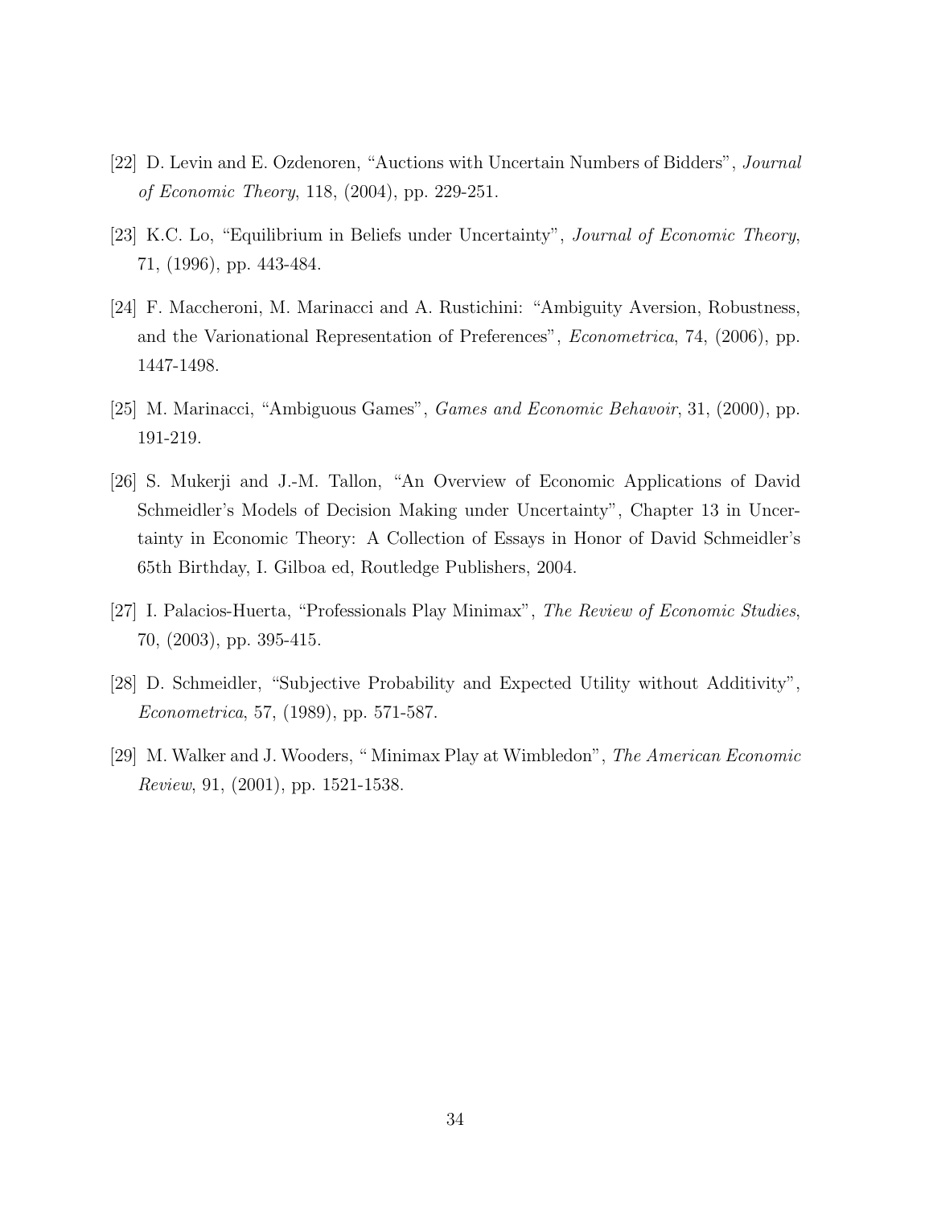[22] D. Levin and E. Ozdenoren, "Auctions with Uncertain Numbers of Bidders", *Journal of Economic Theory*, 118, (2004), pp. 229-251.

[23] K.C. Lo, "Equilibrium in Beliefs under Uncertainty", *Journal of Economic Theory*, 71, (1996), pp. 443-484.

[24] F. Maccheroni, M. Marinacci and A. Rustichini: "Ambiguity Aversion, Robustness, and the Varionational Representation of Preferences", *Econometrica*, 74, (2006), pp. 1447-1498.

[25] M. Marinacci, "Ambiguous Games", *Games and Economic Behavoir*, 31, (2000), pp. 191-219.

[26] S. Mukerji and J.-M. Tallon, "An Overview of Economic Applications of David Schmeidler's Models of Decision Making under Uncertainty", Chapter 13 in Uncertainty in Economic Theory: A Collection of Essays in Honor of David Schmeidler's 65th Birthday, I. Gilboa ed, Routledge Publishers, 2004.

[27] I. Palacios-Huerta, "Professionals Play Minimax", *The Review of Economic Studies*, 70, (2003), pp. 395-415.

[28] D. Schmeidler, "Subjective Probability and Expected Utility without Additivity", *Econometrica*, 57, (1989), pp. 571-587.

[29] M. Walker and J. Wooders, " Minimax Play at Wimbledon", *The American Economic Review*, 91, (2001), pp. 1521-1538.